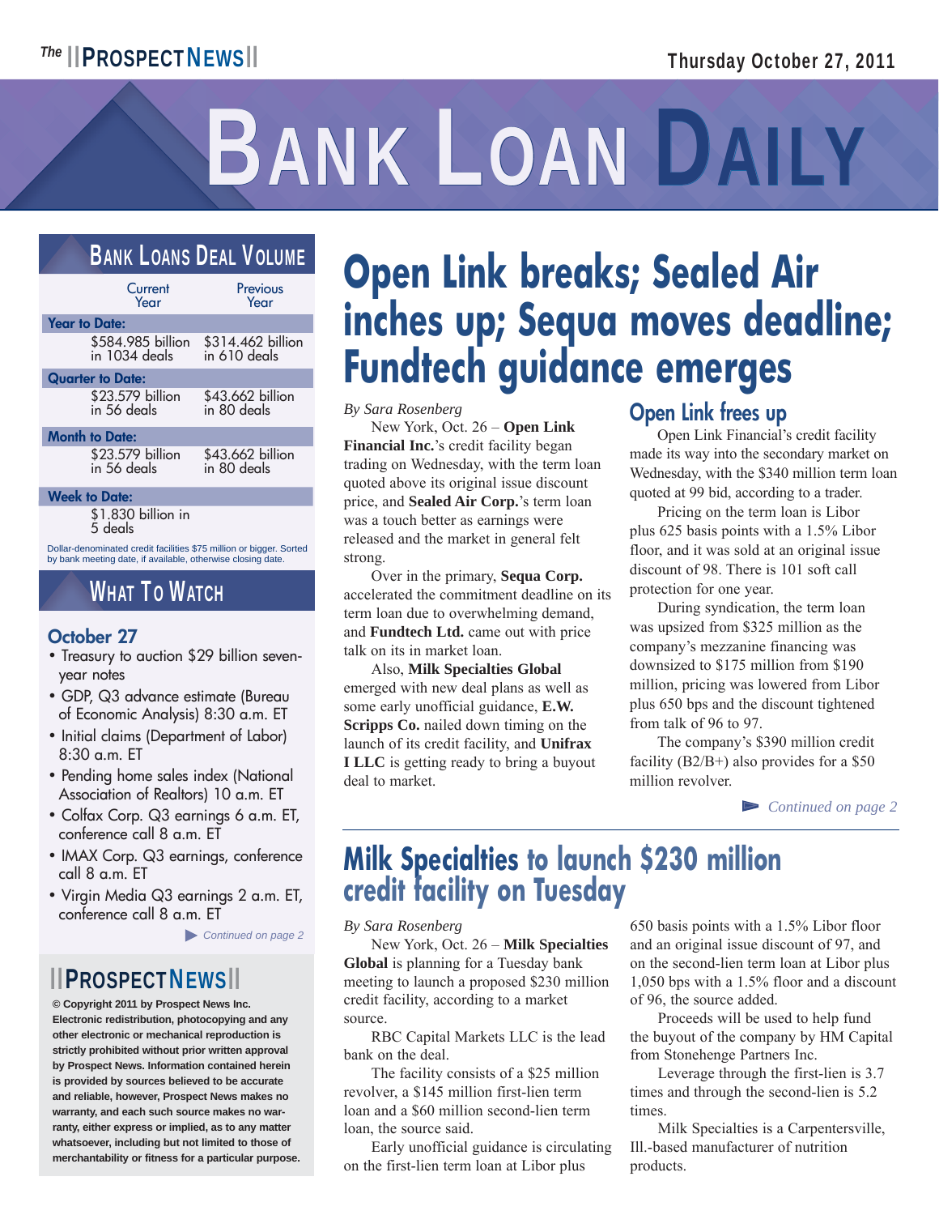# Bank Loan Daily

Thursday October 27, 2011

## Bank Loans Deal Volume

| | Current Year | Previous Year |
|---|---|---|
| **Year to Date:** | | |
| | $584.985 billion in 1034 deals | $314.462 billion in 610 deals |
| **Quarter to Date:** | | |
| | $23.579 billion in 56 deals | $43.662 billion in 80 deals |
| **Month to Date:** | | |
| | $23.579 billion in 56 deals | $43.662 billion in 80 deals |
| **Week to Date:** | | |
| | $1.830 billion in 5 deals | |

Dollar-denominated credit facilities $75 million or bigger. Sorted by bank meeting date, if available, otherwise closing date.

## What To Watch

### October 27

- Treasury to auction $29 billion seven-year notes
- GDP, Q3 advance estimate (Bureau of Economic Analysis) 8:30 a.m. ET
- Initial claims (Department of Labor) 8:30 a.m. ET
- Pending home sales index (National Association of Realtors) 10 a.m. ET
- Colfax Corp. Q3 earnings 6 a.m. ET, conference call 8 a.m. ET
- IMAX Corp. Q3 earnings, conference call 8 a.m. ET
- Virgin Media Q3 earnings 2 a.m. ET, conference call 8 a.m. ET

*Continued on page 2*

# Open Link breaks; Sealed Air inches up; Sequa moves deadline; Fundtech guidance emerges

*By Sara Rosenberg*

New York, Oct. 26 – **Open Link Financial Inc.**'s credit facility began trading on Wednesday, with the term loan quoted above its original issue discount price, and **Sealed Air Corp.**'s term loan was a touch better as earnings were released and the market in general felt strong.

Over in the primary, **Sequa Corp.** accelerated the commitment deadline on its term loan due to overwhelming demand, and **Fundtech Ltd.** came out with price talk on its in market loan.

Also, **Milk Specialties Global** emerged with new deal plans as well as some early unofficial guidance, **E.W. Scripps Co.** nailed down timing on the launch of its credit facility, and **Unifrax I LLC** is getting ready to bring a buyout deal to market.

### Open Link frees up

Open Link Financial's credit facility made its way into the secondary market on Wednesday, with the $340 million term loan quoted at 99 bid, according to a trader.

Pricing on the term loan is Libor plus 625 basis points with a 1.5% Libor floor, and it was sold at an original issue discount of 98. There is 101 soft call protection for one year.

During syndication, the term loan was upsized from $325 million as the company's mezzanine financing was downsized to $175 million from $190 million, pricing was lowered from Libor plus 650 bps and the discount tightened from talk of 96 to 97.

The company's $390 million credit facility (B2/B+) also provides for a $50 million revolver.

*Continued on page 2*

# Milk Specialties to launch $230 million credit facility on Tuesday

*By Sara Rosenberg*

New York, Oct. 26 – **Milk Specialties Global** is planning for a Tuesday bank meeting to launch a proposed $230 million credit facility, according to a market source.

RBC Capital Markets LLC is the lead bank on the deal.

The facility consists of a $25 million revolver, a $145 million first-lien term loan and a $60 million second-lien term loan, the source said.

Early unofficial guidance is circulating on the first-lien term loan at Libor plus 650 basis points with a 1.5% Libor floor and an original issue discount of 97, and on the second-lien term loan at Libor plus 1,050 bps with a 1.5% floor and a discount of 96, the source added.

Proceeds will be used to help fund the buyout of the company by HM Capital from Stonehenge Partners Inc.

Leverage through the first-lien is 3.7 times and through the second-lien is 5.2 times.

Milk Specialties is a Carpentersville, Ill.-based manufacturer of nutrition products.

---

**Prospect News**

**© Copyright 2011 by Prospect News Inc. Electronic redistribution, photocopying and any other electronic or mechanical reproduction is strictly prohibited without prior written approval by Prospect News. Information contained herein is provided by sources believed to be accurate and reliable, however, Prospect News makes no warranty, and each such source makes no warranty, either express or implied, as to any matter whatsoever, including but not limited to those of merchantability or fitness for a particular purpose.**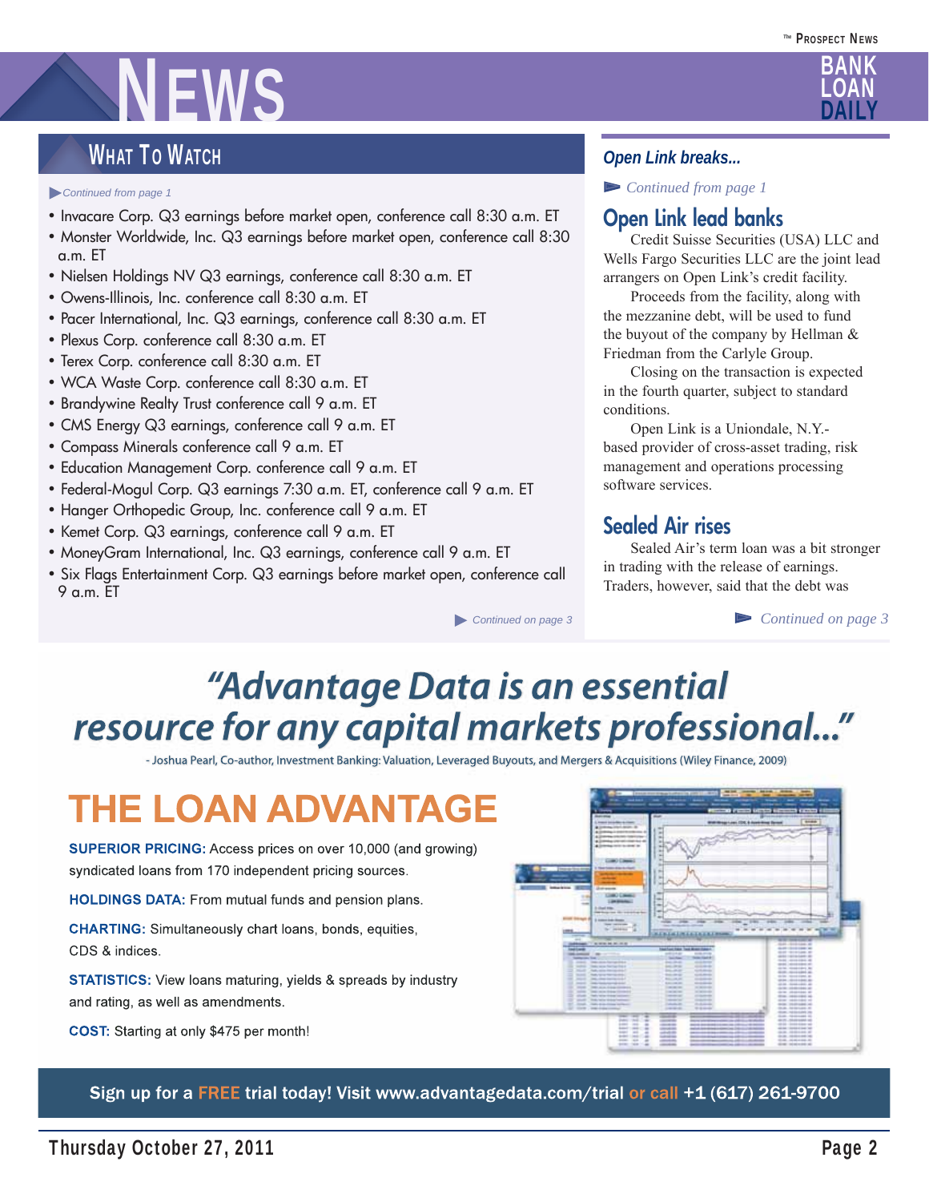## What To Watch

*Continued from page 1*

- Invacare Corp. Q3 earnings before market open, conference call 8:30 a.m. ET
- Monster Worldwide, Inc. Q3 earnings before market open, conference call 8:30 a.m. ET
- Nielsen Holdings NV Q3 earnings, conference call 8:30 a.m. ET
- Owens-Illinois, Inc. conference call 8:30 a.m. ET
- Pacer International, Inc. Q3 earnings, conference call 8:30 a.m. ET
- Plexus Corp. conference call 8:30 a.m. ET
- Terex Corp. conference call 8:30 a.m. ET
- WCA Waste Corp. conference call 8:30 a.m. ET
- Brandywine Realty Trust conference call 9 a.m. ET
- CMS Energy Q3 earnings, conference call 9 a.m. ET
- Compass Minerals conference call 9 a.m. ET
- Education Management Corp. conference call 9 a.m. ET
- Federal-Mogul Corp. Q3 earnings 7:30 a.m. ET, conference call 9 a.m. ET
- Hanger Orthopedic Group, Inc. conference call 9 a.m. ET
- Kemet Corp. Q3 earnings, conference call 9 a.m. ET
- MoneyGram International, Inc. Q3 earnings, conference call 9 a.m. ET
- Six Flags Entertainment Corp. Q3 earnings before market open, conference call 9 a.m. ET

*Continued on page 3*

## Open Link breaks...

*Continued from page 1*

### Open Link lead banks

Credit Suisse Securities (USA) LLC and Wells Fargo Securities LLC are the joint lead arrangers on Open Link's credit facility.

Proceeds from the facility, along with the mezzanine debt, will be used to fund the buyout of the company by Hellman & Friedman from the Carlyle Group.

Closing on the transaction is expected in the fourth quarter, subject to standard conditions.

Open Link is a Uniondale, N.Y.-based provider of cross-asset trading, risk management and operations processing software services.

### Sealed Air rises

Sealed Air's term loan was a bit stronger in trading with the release of earnings. Traders, however, said that the debt was

*Continued on page 3*

---

**"Advantage Data is an essential resource for any capital markets professional..."**

- Joshua Pearl, Co-author, Investment Banking: Valuation, Leveraged Buyouts, and Mergers & Acquisitions (Wiley Finance, 2009)

## THE LOAN ADVANTAGE

**SUPERIOR PRICING:** Access prices on over 10,000 (and growing) syndicated loans from 170 independent pricing sources.

**HOLDINGS DATA:** From mutual funds and pension plans.

**CHARTING:** Simultaneously chart loans, bonds, equities, CDS & indices.

**STATISTICS:** View loans maturing, yields & spreads by industry and rating, as well as amendments.

**COST:** Starting at only $475 per month!

**Sign up for a FREE trial today! Visit www.advantagedata.com/trial or call +1 (617) 261-9700**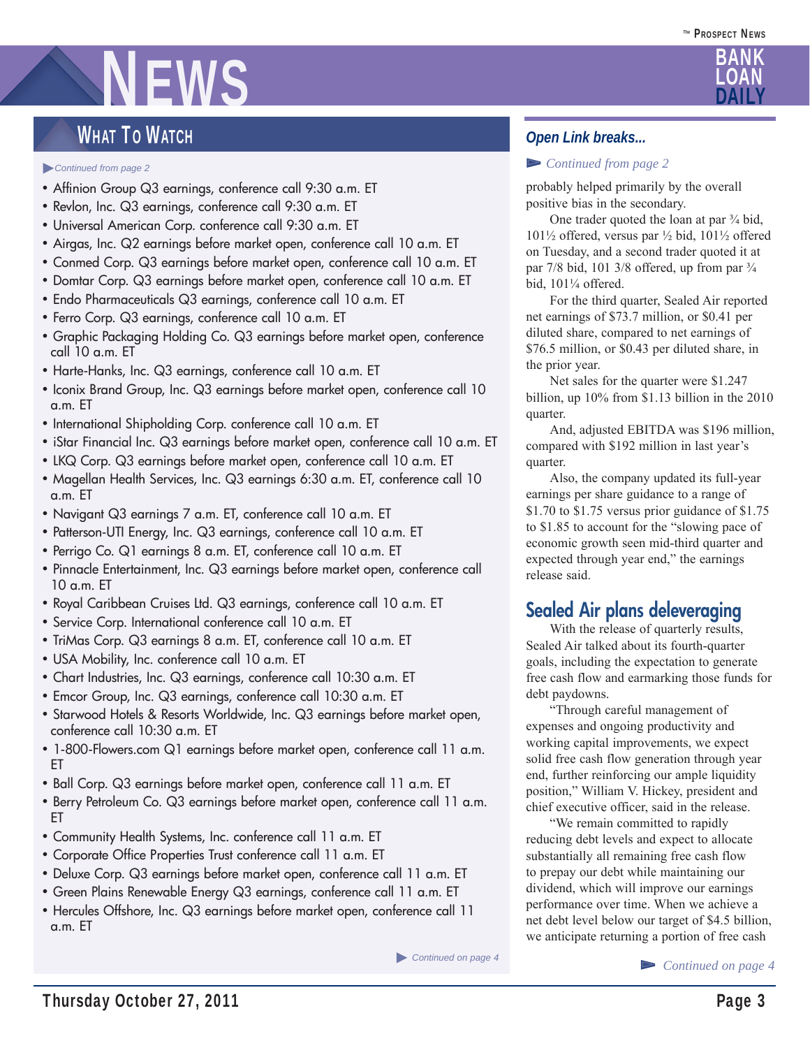## What To Watch

*Continued from page 2*

- Affinion Group Q3 earnings, conference call 9:30 a.m. ET
- Revlon, Inc. Q3 earnings, conference call 9:30 a.m. ET
- Universal American Corp. conference call 9:30 a.m. ET
- Airgas, Inc. Q2 earnings before market open, conference call 10 a.m. ET
- Conmed Corp. Q3 earnings before market open, conference call 10 a.m. ET
- Domtar Corp. Q3 earnings before market open, conference call 10 a.m. ET
- Endo Pharmaceuticals Q3 earnings, conference call 10 a.m. ET
- Ferro Corp. Q3 earnings, conference call 10 a.m. ET
- Graphic Packaging Holding Co. Q3 earnings before market open, conference call 10 a.m. ET
- Harte-Hanks, Inc. Q3 earnings, conference call 10 a.m. ET
- Iconix Brand Group, Inc. Q3 earnings before market open, conference call 10 a.m. ET
- International Shipholding Corp. conference call 10 a.m. ET
- iStar Financial Inc. Q3 earnings before market open, conference call 10 a.m. ET
- LKQ Corp. Q3 earnings before market open, conference call 10 a.m. ET
- Magellan Health Services, Inc. Q3 earnings 6:30 a.m. ET, conference call 10 a.m. ET
- Navigant Q3 earnings 7 a.m. ET, conference call 10 a.m. ET
- Patterson-UTI Energy, Inc. Q3 earnings, conference call 10 a.m. ET
- Perrigo Co. Q1 earnings 8 a.m. ET, conference call 10 a.m. ET
- Pinnacle Entertainment, Inc. Q3 earnings before market open, conference call 10 a.m. ET
- Royal Caribbean Cruises Ltd. Q3 earnings, conference call 10 a.m. ET
- Service Corp. International conference call 10 a.m. ET
- TriMas Corp. Q3 earnings 8 a.m. ET, conference call 10 a.m. ET
- USA Mobility, Inc. conference call 10 a.m. ET
- Chart Industries, Inc. Q3 earnings, conference call 10:30 a.m. ET
- Emcor Group, Inc. Q3 earnings, conference call 10:30 a.m. ET
- Starwood Hotels & Resorts Worldwide, Inc. Q3 earnings before market open, conference call 10:30 a.m. ET
- 1-800-Flowers.com Q1 earnings before market open, conference call 11 a.m. ET
- Ball Corp. Q3 earnings before market open, conference call 11 a.m. ET
- Berry Petroleum Co. Q3 earnings before market open, conference call 11 a.m. ET
- Community Health Systems, Inc. conference call 11 a.m. ET
- Corporate Office Properties Trust conference call 11 a.m. ET
- Deluxe Corp. Q3 earnings before market open, conference call 11 a.m. ET
- Green Plains Renewable Energy Q3 earnings, conference call 11 a.m. ET
- Hercules Offshore, Inc. Q3 earnings before market open, conference call 11 a.m. ET

*Continued on page 4*

### Open Link breaks...

*Continued from page 2*

probably helped primarily by the overall positive bias in the secondary.

One trader quoted the loan at par ¾ bid, 101½ offered, versus par ½ bid, 101½ offered on Tuesday, and a second trader quoted it at par 7/8 bid, 101 3/8 offered, up from par ¾ bid, 101¼ offered.

For the third quarter, Sealed Air reported net earnings of $73.7 million, or $0.41 per diluted share, compared to net earnings of $76.5 million, or $0.43 per diluted share, in the prior year.

Net sales for the quarter were $1.247 billion, up 10% from $1.13 billion in the 2010 quarter.

And, adjusted EBITDA was $196 million, compared with $192 million in last year's quarter.

Also, the company updated its full-year earnings per share guidance to a range of $1.70 to $1.75 versus prior guidance of $1.75 to $1.85 to account for the "slowing pace of economic growth seen mid-third quarter and expected through year end," the earnings release said.

### Sealed Air plans deleveraging

With the release of quarterly results, Sealed Air talked about its fourth-quarter goals, including the expectation to generate free cash flow and earmarking those funds for debt paydowns.

"Through careful management of expenses and ongoing productivity and working capital improvements, we expect solid free cash flow generation through year end, further reinforcing our ample liquidity position," William V. Hickey, president and chief executive officer, said in the release.

"We remain committed to rapidly reducing debt levels and expect to allocate substantially all remaining free cash flow to prepay our debt while maintaining our dividend, which will improve our earnings performance over time. When we achieve a net debt level below our target of $4.5 billion, we anticipate returning a portion of free cash

*Continued on page 4*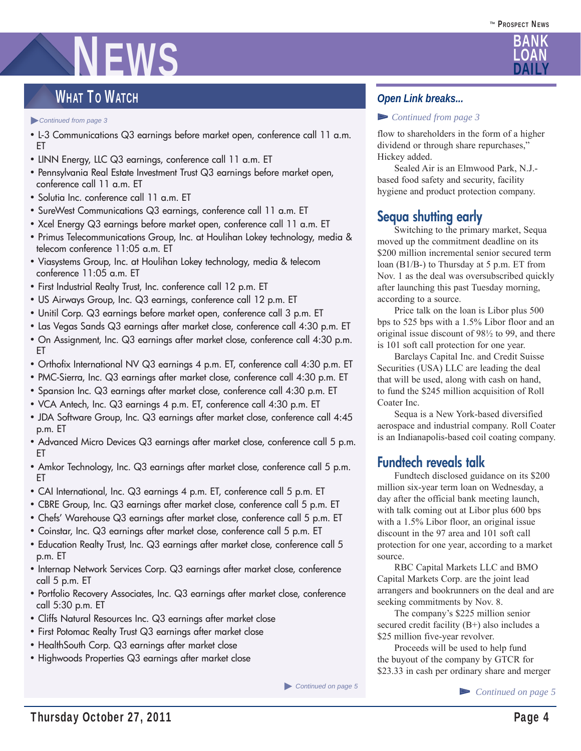## What To Watch

*Continued from page 3*

- L-3 Communications Q3 earnings before market open, conference call 11 a.m. ET
- LINN Energy, LLC Q3 earnings, conference call 11 a.m. ET
- Pennsylvania Real Estate Investment Trust Q3 earnings before market open, conference call 11 a.m. ET
- Solutia Inc. conference call 11 a.m. ET
- SureWest Communications Q3 earnings, conference call 11 a.m. ET
- Xcel Energy Q3 earnings before market open, conference call 11 a.m. ET
- Primus Telecommunications Group, Inc. at Houlihan Lokey technology, media & telecom conference 11:05 a.m. ET
- Viasystems Group, Inc. at Houlihan Lokey technology, media & telecom conference 11:05 a.m. ET
- First Industrial Realty Trust, Inc. conference call 12 p.m. ET
- US Airways Group, Inc. Q3 earnings, conference call 12 p.m. ET
- Unitil Corp. Q3 earnings before market open, conference call 3 p.m. ET
- Las Vegas Sands Q3 earnings after market close, conference call 4:30 p.m. ET
- On Assignment, Inc. Q3 earnings after market close, conference call 4:30 p.m. ET
- Orthofix International NV Q3 earnings 4 p.m. ET, conference call 4:30 p.m. ET
- PMC-Sierra, Inc. Q3 earnings after market close, conference call 4:30 p.m. ET
- Spansion Inc. Q3 earnings after market close, conference call 4:30 p.m. ET
- VCA Antech, Inc. Q3 earnings 4 p.m. ET, conference call 4:30 p.m. ET
- JDA Software Group, Inc. Q3 earnings after market close, conference call 4:45 p.m. ET
- Advanced Micro Devices Q3 earnings after market close, conference call 5 p.m. ET
- Amkor Technology, Inc. Q3 earnings after market close, conference call 5 p.m. ET
- CAI International, Inc. Q3 earnings 4 p.m. ET, conference call 5 p.m. ET
- CBRE Group, Inc. Q3 earnings after market close, conference call 5 p.m. ET
- Chefs' Warehouse Q3 earnings after market close, conference call 5 p.m. ET
- Coinstar, Inc. Q3 earnings after market close, conference call 5 p.m. ET
- Education Realty Trust, Inc. Q3 earnings after market close, conference call 5 p.m. ET
- Internap Network Services Corp. Q3 earnings after market close, conference call 5 p.m. ET
- Portfolio Recovery Associates, Inc. Q3 earnings after market close, conference call 5:30 p.m. ET
- Cliffs Natural Resources Inc. Q3 earnings after market close
- First Potomac Realty Trust Q3 earnings after market close
- HealthSouth Corp. Q3 earnings after market close
- Highwoods Properties Q3 earnings after market close

*Continued on page 5*

### Open Link breaks...

*Continued from page 3*

flow to shareholders in the form of a higher dividend or through share repurchases," Hickey added.

Sealed Air is an Elmwood Park, N.J.-based food safety and security, facility hygiene and product protection company.

## Sequa shutting early

Switching to the primary market, Sequa moved up the commitment deadline on its $200 million incremental senior secured term loan (B1/B-) to Thursday at 5 p.m. ET from Nov. 1 as the deal was oversubscribed quickly after launching this past Tuesday morning, according to a source.

Price talk on the loan is Libor plus 500 bps to 525 bps with a 1.5% Libor floor and an original issue discount of 98½ to 99, and there is 101 soft call protection for one year.

Barclays Capital Inc. and Credit Suisse Securities (USA) LLC are leading the deal that will be used, along with cash on hand, to fund the $245 million acquisition of Roll Coater Inc.

Sequa is a New York-based diversified aerospace and industrial company. Roll Coater is an Indianapolis-based coil coating company.

## Fundtech reveals talk

Fundtech disclosed guidance on its $200 million six-year term loan on Wednesday, a day after the official bank meeting launch, with talk coming out at Libor plus 600 bps with a 1.5% Libor floor, an original issue discount in the 97 area and 101 soft call protection for one year, according to a market source.

RBC Capital Markets LLC and BMO Capital Markets Corp. are the joint lead arrangers and bookrunners on the deal and are seeking commitments by Nov. 8.

The company's $225 million senior secured credit facility (B+) also includes a $25 million five-year revolver.

Proceeds will be used to help fund the buyout of the company by GTCR for $23.33 in cash per ordinary share and merger

*Continued on page 5*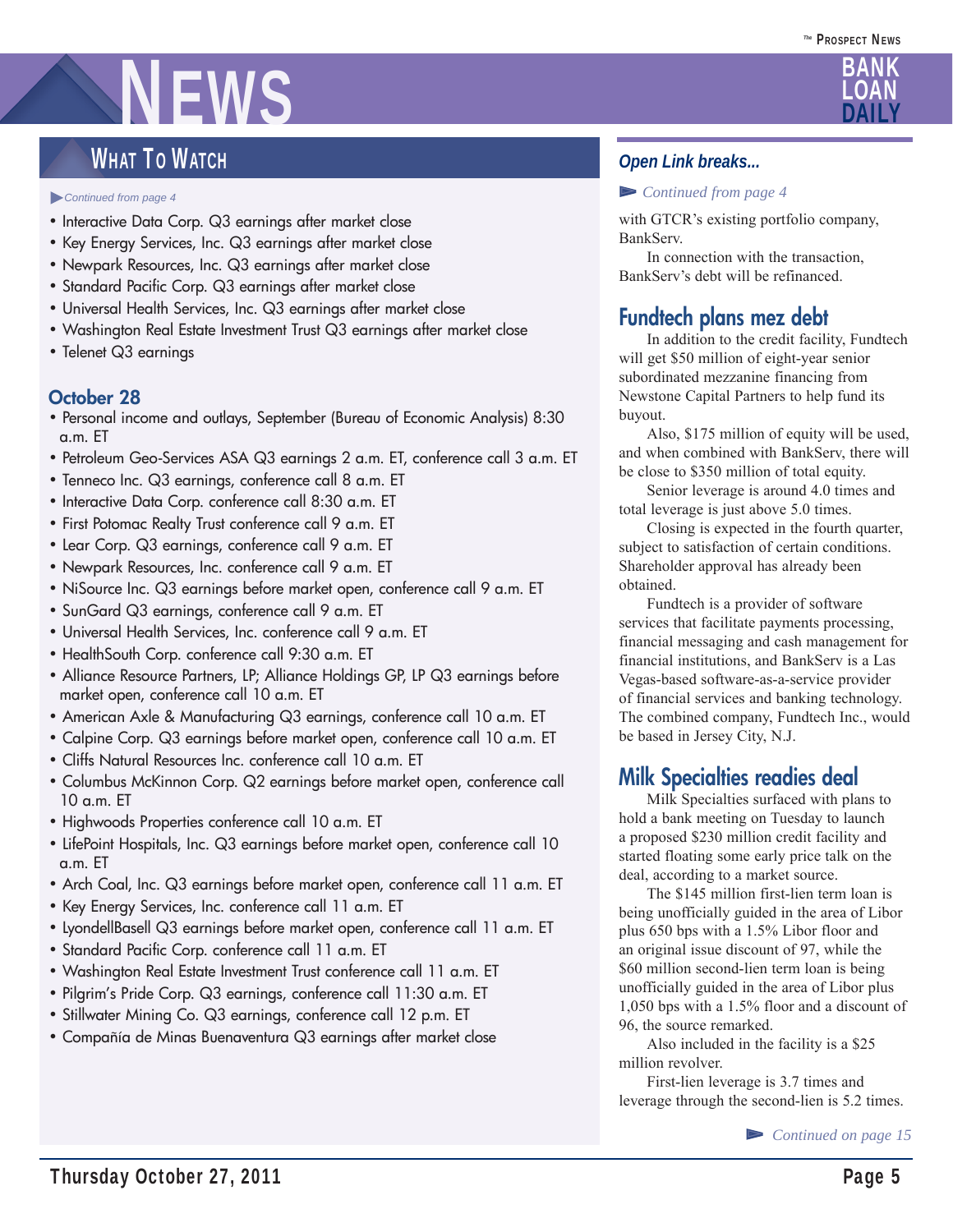## What To Watch

*Continued from page 4*

- Interactive Data Corp. Q3 earnings after market close
- Key Energy Services, Inc. Q3 earnings after market close
- Newpark Resources, Inc. Q3 earnings after market close
- Standard Pacific Corp. Q3 earnings after market close
- Universal Health Services, Inc. Q3 earnings after market close
- Washington Real Estate Investment Trust Q3 earnings after market close
- Telenet Q3 earnings

### October 28

- Personal income and outlays, September (Bureau of Economic Analysis) 8:30 a.m. ET
- Petroleum Geo-Services ASA Q3 earnings 2 a.m. ET, conference call 3 a.m. ET
- Tenneco Inc. Q3 earnings, conference call 8 a.m. ET
- Interactive Data Corp. conference call 8:30 a.m. ET
- First Potomac Realty Trust conference call 9 a.m. ET
- Lear Corp. Q3 earnings, conference call 9 a.m. ET
- Newpark Resources, Inc. conference call 9 a.m. ET
- NiSource Inc. Q3 earnings before market open, conference call 9 a.m. ET
- SunGard Q3 earnings, conference call 9 a.m. ET
- Universal Health Services, Inc. conference call 9 a.m. ET
- HealthSouth Corp. conference call 9:30 a.m. ET
- Alliance Resource Partners, LP; Alliance Holdings GP, LP Q3 earnings before market open, conference call 10 a.m. ET
- American Axle & Manufacturing Q3 earnings, conference call 10 a.m. ET
- Calpine Corp. Q3 earnings before market open, conference call 10 a.m. ET
- Cliffs Natural Resources Inc. conference call 10 a.m. ET
- Columbus McKinnon Corp. Q2 earnings before market open, conference call 10 a.m. ET
- Highwoods Properties conference call 10 a.m. ET
- LifePoint Hospitals, Inc. Q3 earnings before market open, conference call 10 a.m. ET
- Arch Coal, Inc. Q3 earnings before market open, conference call 11 a.m. ET
- Key Energy Services, Inc. conference call 11 a.m. ET
- LyondellBasell Q3 earnings before market open, conference call 11 a.m. ET
- Standard Pacific Corp. conference call 11 a.m. ET
- Washington Real Estate Investment Trust conference call 11 a.m. ET
- Pilgrim's Pride Corp. Q3 earnings, conference call 11:30 a.m. ET
- Stillwater Mining Co. Q3 earnings, conference call 12 p.m. ET
- Compañía de Minas Buenaventura Q3 earnings after market close

### *Open Link breaks...*

*Continued from page 4*

with GTCR's existing portfolio company, BankServ.

In connection with the transaction, BankServ's debt will be refinanced.

## Fundtech plans mez debt

In addition to the credit facility, Fundtech will get $50 million of eight-year senior subordinated mezzanine financing from Newstone Capital Partners to help fund its buyout.

Also, $175 million of equity will be used, and when combined with BankServ, there will be close to $350 million of total equity.

Senior leverage is around 4.0 times and total leverage is just above 5.0 times.

Closing is expected in the fourth quarter, subject to satisfaction of certain conditions. Shareholder approval has already been obtained.

Fundtech is a provider of software services that facilitate payments processing, financial messaging and cash management for financial institutions, and BankServ is a Las Vegas-based software-as-a-service provider of financial services and banking technology. The combined company, Fundtech Inc., would be based in Jersey City, N.J.

## Milk Specialties readies deal

Milk Specialties surfaced with plans to hold a bank meeting on Tuesday to launch a proposed $230 million credit facility and started floating some early price talk on the deal, according to a market source.

The $145 million first-lien term loan is being unofficially guided in the area of Libor plus 650 bps with a 1.5% Libor floor and an original issue discount of 97, while the $60 million second-lien term loan is being unofficially guided in the area of Libor plus 1,050 bps with a 1.5% floor and a discount of 96, the source remarked.

Also included in the facility is a $25 million revolver.

First-lien leverage is 3.7 times and leverage through the second-lien is 5.2 times.

*Continued on page 15*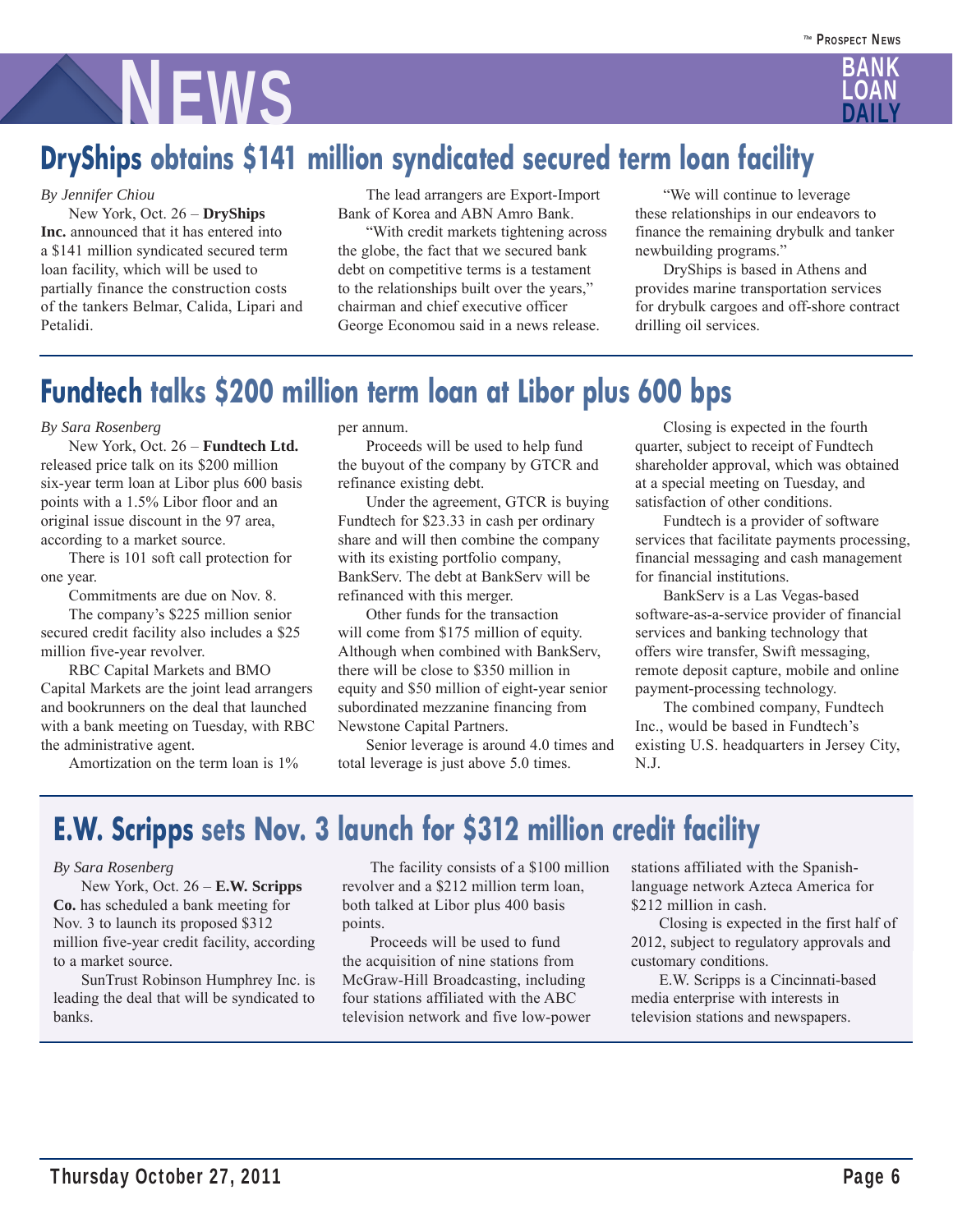## DryShips obtains $141 million syndicated secured term loan facility

*By Jennifer Chiou*

New York, Oct. 26 – **DryShips Inc.** announced that it has entered into a $141 million syndicated secured term loan facility, which will be used to partially finance the construction costs of the tankers Belmar, Calida, Lipari and Petalidi.

The lead arrangers are Export-Import Bank of Korea and ABN Amro Bank.

"With credit markets tightening across the globe, the fact that we secured bank debt on competitive terms is a testament to the relationships built over the years," chairman and chief executive officer George Economou said in a news release.

"We will continue to leverage these relationships in our endeavors to finance the remaining drybulk and tanker newbuilding programs."

DryShips is based in Athens and provides marine transportation services for drybulk cargoes and off-shore contract drilling oil services.

## Fundtech talks $200 million term loan at Libor plus 600 bps

*By Sara Rosenberg*

New York, Oct. 26 – **Fundtech Ltd.** released price talk on its $200 million six-year term loan at Libor plus 600 basis points with a 1.5% Libor floor and an original issue discount in the 97 area, according to a market source.

There is 101 soft call protection for one year.

Commitments are due on Nov. 8.

The company's $225 million senior secured credit facility also includes a $25 million five-year revolver.

RBC Capital Markets and BMO Capital Markets are the joint lead arrangers and bookrunners on the deal that launched with a bank meeting on Tuesday, with RBC the administrative agent.

Amortization on the term loan is 1% per annum.

Proceeds will be used to help fund the buyout of the company by GTCR and refinance existing debt.

Under the agreement, GTCR is buying Fundtech for $23.33 in cash per ordinary share and will then combine the company with its existing portfolio company, BankServ. The debt at BankServ will be refinanced with this merger.

Other funds for the transaction will come from $175 million of equity. Although when combined with BankServ, there will be close to $350 million in equity and $50 million of eight-year senior subordinated mezzanine financing from Newstone Capital Partners.

Senior leverage is around 4.0 times and total leverage is just above 5.0 times.

Closing is expected in the fourth quarter, subject to receipt of Fundtech shareholder approval, which was obtained at a special meeting on Tuesday, and satisfaction of other conditions.

Fundtech is a provider of software services that facilitate payments processing, financial messaging and cash management for financial institutions.

BankServ is a Las Vegas-based software-as-a-service provider of financial services and banking technology that offers wire transfer, Swift messaging, remote deposit capture, mobile and online payment-processing technology.

The combined company, Fundtech Inc., would be based in Fundtech's existing U.S. headquarters in Jersey City, N.J.

## E.W. Scripps sets Nov. 3 launch for $312 million credit facility

*By Sara Rosenberg*

New York, Oct. 26 – **E.W. Scripps Co.** has scheduled a bank meeting for Nov. 3 to launch its proposed $312 million five-year credit facility, according to a market source.

SunTrust Robinson Humphrey Inc. is leading the deal that will be syndicated to banks.

The facility consists of a $100 million revolver and a $212 million term loan, both talked at Libor plus 400 basis points.

Proceeds will be used to fund the acquisition of nine stations from McGraw-Hill Broadcasting, including four stations affiliated with the ABC television network and five low-power stations affiliated with the Spanish-language network Azteca America for $212 million in cash.

Closing is expected in the first half of 2012, subject to regulatory approvals and customary conditions.

E.W. Scripps is a Cincinnati-based media enterprise with interests in television stations and newspapers.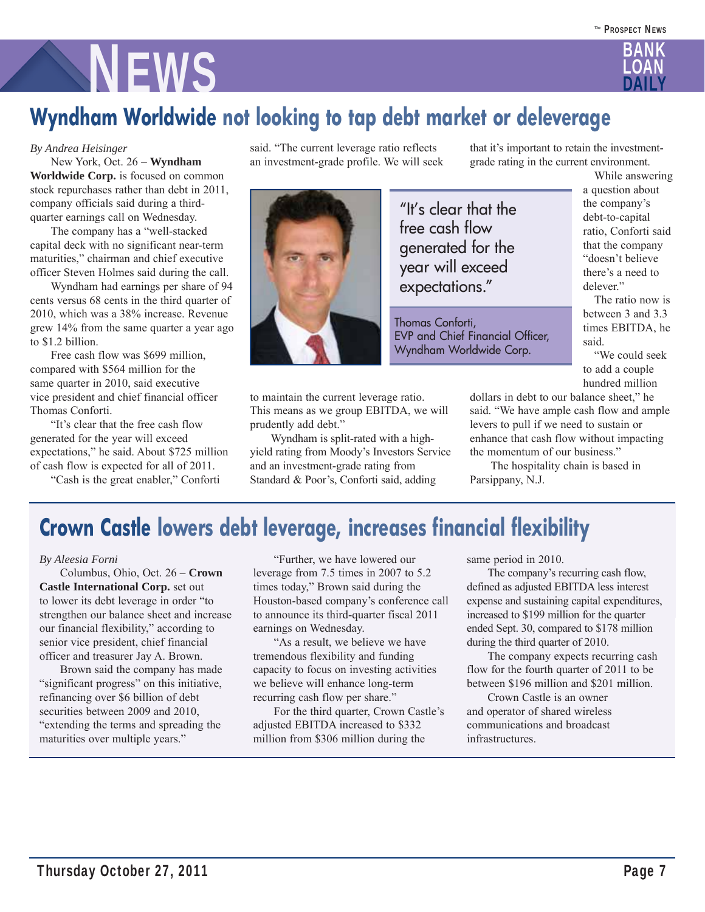# Wyndham Worldwide not looking to tap debt market or deleverage

*By Andrea Heisinger*

New York, Oct. 26 – **Wyndham Worldwide Corp.** is focused on common stock repurchases rather than debt in 2011, company officials said during a third-quarter earnings call on Wednesday.

The company has a "well-stacked capital deck with no significant near-term maturities," chairman and chief executive officer Steven Holmes said during the call.

Wyndham had earnings per share of 94 cents versus 68 cents in the third quarter of 2010, which was a 38% increase. Revenue grew 14% from the same quarter a year ago to $1.2 billion.

Free cash flow was $699 million, compared with $564 million for the same quarter in 2010, said executive vice president and chief financial officer Thomas Conforti.

"It's clear that the free cash flow generated for the year will exceed expectations," he said. About $725 million of cash flow is expected for all of 2011.

"Cash is the great enabler," Conforti said. "The current leverage ratio reflects an investment-grade profile. We will seek to maintain the current leverage ratio. This means as we group EBITDA, we will prudently add debt."

> "It's clear that the free cash flow generated for the year will exceed expectations."
>
> Thomas Conforti,
> EVP and Chief Financial Officer,
> Wyndham Worldwide Corp.

Wyndham is split-rated with a high-yield rating from Moody's Investors Service and an investment-grade rating from Standard & Poor's, Conforti said, adding that it's important to retain the investment-grade rating in the current environment.

While answering a question about the company's debt-to-capital ratio, Conforti said that the company "doesn't believe there's a need to delever."

The ratio now is between 3 and 3.3 times EBITDA, he said.

"We could seek to add a couple hundred million dollars in debt to our balance sheet," he said. "We have ample cash flow and ample levers to pull if we need to sustain or enhance that cash flow without impacting the momentum of our business."

The hospitality chain is based in Parsippany, N.J.

# Crown Castle lowers debt leverage, increases financial flexibility

*By Aleesia Forni*

Columbus, Ohio, Oct. 26 – **Crown Castle International Corp.** set out to lower its debt leverage in order "to strengthen our balance sheet and increase our financial flexibility," according to senior vice president, chief financial officer and treasurer Jay A. Brown.

Brown said the company has made "significant progress" on this initiative, refinancing over $6 billion of debt securities between 2009 and 2010, "extending the terms and spreading the maturities over multiple years."

"Further, we have lowered our leverage from 7.5 times in 2007 to 5.2 times today," Brown said during the Houston-based company's conference call to announce its third-quarter fiscal 2011 earnings on Wednesday.

"As a result, we believe we have tremendous flexibility and funding capacity to focus on investing activities we believe will enhance long-term recurring cash flow per share."

For the third quarter, Crown Castle's adjusted EBITDA increased to $332 million from $306 million during the same period in 2010.

The company's recurring cash flow, defined as adjusted EBITDA less interest expense and sustaining capital expenditures, increased to $199 million for the quarter ended Sept. 30, compared to $178 million during the third quarter of 2010.

The company expects recurring cash flow for the fourth quarter of 2011 to be between $196 million and $201 million.

Crown Castle is an owner and operator of shared wireless communications and broadcast infrastructures.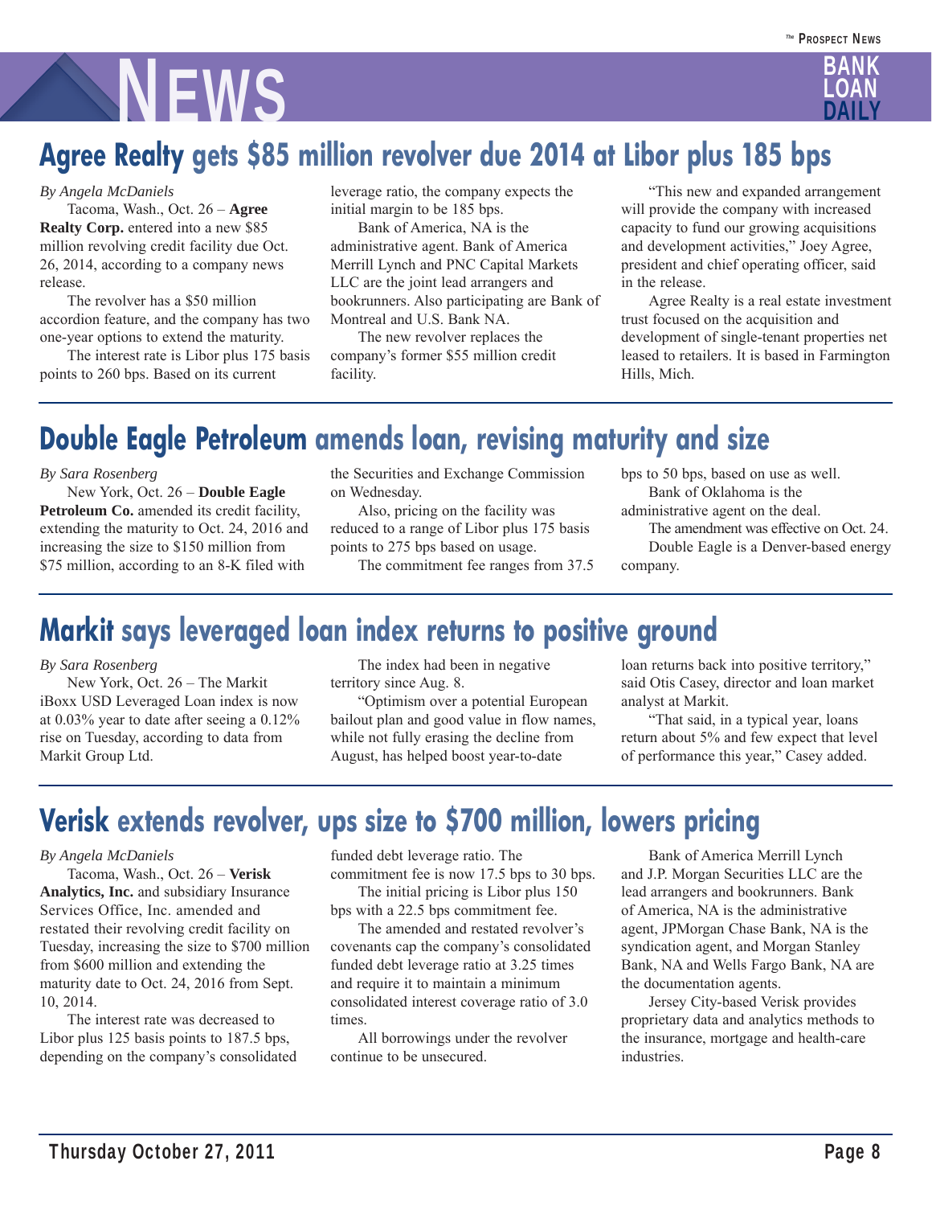## Agree Realty gets $85 million revolver due 2014 at Libor plus 185 bps

*By Angela McDaniels*

Tacoma, Wash., Oct. 26 – **Agree Realty Corp.** entered into a new $85 million revolving credit facility due Oct. 26, 2014, according to a company news release.

The revolver has a $50 million accordion feature, and the company has two one-year options to extend the maturity.

The interest rate is Libor plus 175 basis points to 260 bps. Based on its current leverage ratio, the company expects the initial margin to be 185 bps.

Bank of America, NA is the administrative agent. Bank of America Merrill Lynch and PNC Capital Markets LLC are the joint lead arrangers and bookrunners. Also participating are Bank of Montreal and U.S. Bank NA.

The new revolver replaces the company's former $55 million credit facility.

"This new and expanded arrangement will provide the company with increased capacity to fund our growing acquisitions and development activities," Joey Agree, president and chief operating officer, said in the release.

Agree Realty is a real estate investment trust focused on the acquisition and development of single-tenant properties net leased to retailers. It is based in Farmington Hills, Mich.

## Double Eagle Petroleum amends loan, revising maturity and size

*By Sara Rosenberg*

New York, Oct. 26 – **Double Eagle Petroleum Co.** amended its credit facility, extending the maturity to Oct. 24, 2016 and increasing the size to $150 million from $75 million, according to an 8-K filed with the Securities and Exchange Commission on Wednesday.

Also, pricing on the facility was reduced to a range of Libor plus 175 basis points to 275 bps based on usage.

The commitment fee ranges from 37.5 bps to 50 bps, based on use as well.

Bank of Oklahoma is the administrative agent on the deal.

The amendment was effective on Oct. 24.

Double Eagle is a Denver-based energy company.

## Markit says leveraged loan index returns to positive ground

*By Sara Rosenberg*

New York, Oct. 26 – The Markit iBoxx USD Leveraged Loan index is now at 0.03% year to date after seeing a 0.12% rise on Tuesday, according to data from Markit Group Ltd.

The index had been in negative territory since Aug. 8.

"Optimism over a potential European bailout plan and good value in flow names, while not fully erasing the decline from August, has helped boost year-to-date loan returns back into positive territory," said Otis Casey, director and loan market analyst at Markit.

"That said, in a typical year, loans return about 5% and few expect that level of performance this year," Casey added.

## Verisk extends revolver, ups size to $700 million, lowers pricing

*By Angela McDaniels*

Tacoma, Wash., Oct. 26 – **Verisk Analytics, Inc.** and subsidiary Insurance Services Office, Inc. amended and restated their revolving credit facility on Tuesday, increasing the size to $700 million from $600 million and extending the maturity date to Oct. 24, 2016 from Sept. 10, 2014.

The interest rate was decreased to Libor plus 125 basis points to 187.5 bps, depending on the company's consolidated funded debt leverage ratio. The commitment fee is now 17.5 bps to 30 bps.

The initial pricing is Libor plus 150 bps with a 22.5 bps commitment fee.

The amended and restated revolver's covenants cap the company's consolidated funded debt leverage ratio at 3.25 times and require it to maintain a minimum consolidated interest coverage ratio of 3.0 times.

All borrowings under the revolver continue to be unsecured.

Bank of America Merrill Lynch and J.P. Morgan Securities LLC are the lead arrangers and bookrunners. Bank of America, NA is the administrative agent, JPMorgan Chase Bank, NA is the syndication agent, and Morgan Stanley Bank, NA and Wells Fargo Bank, NA are the documentation agents.

Jersey City-based Verisk provides proprietary data and analytics methods to the insurance, mortgage and health-care industries.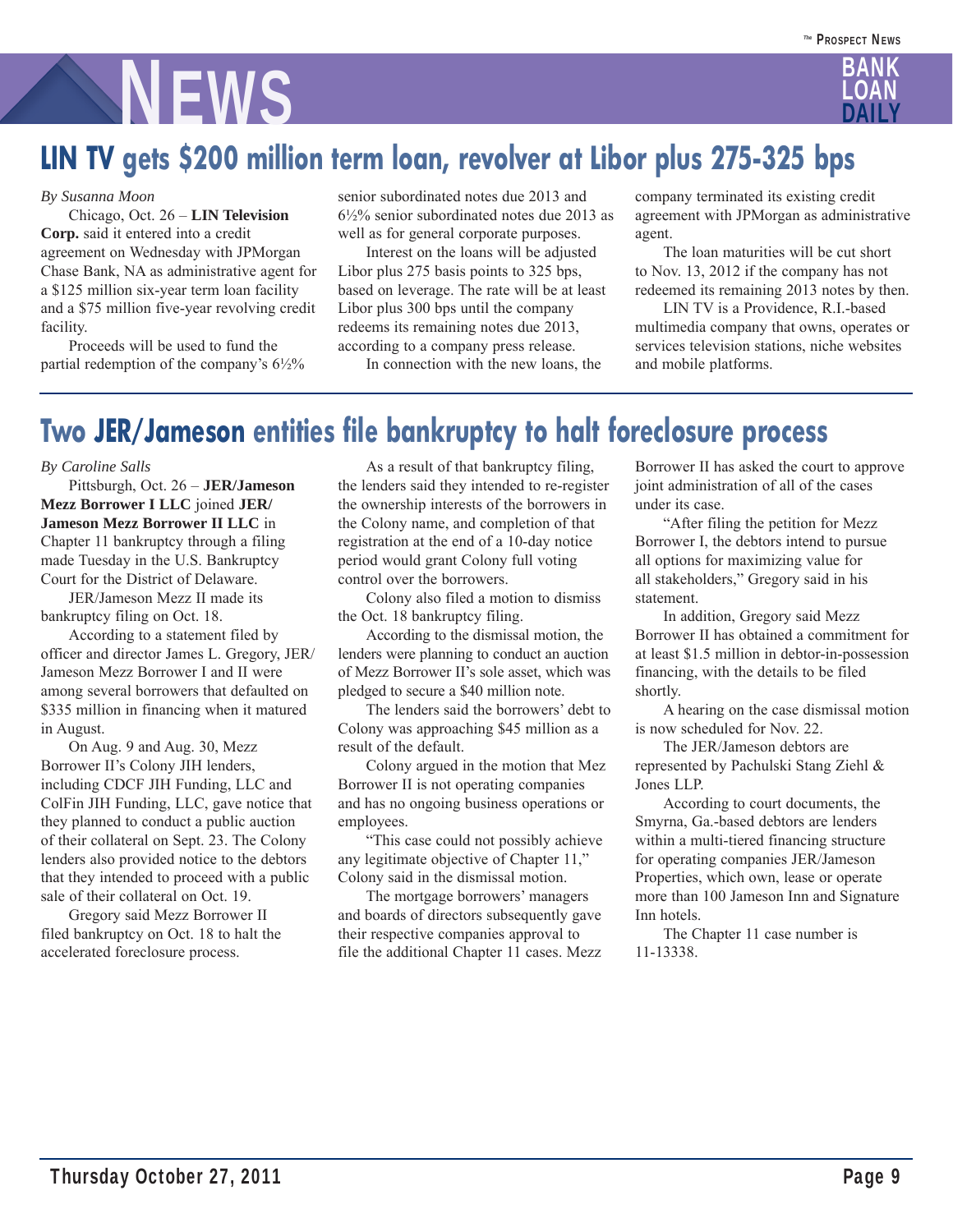## LIN TV gets $200 million term loan, revolver at Libor plus 275-325 bps

*By Susanna Moon*

Chicago, Oct. 26 – **LIN Television Corp.** said it entered into a credit agreement on Wednesday with JPMorgan Chase Bank, NA as administrative agent for a $125 million six-year term loan facility and a $75 million five-year revolving credit facility.

Proceeds will be used to fund the partial redemption of the company's 6½% senior subordinated notes due 2013 and 6½% senior subordinated notes due 2013 as well as for general corporate purposes.

Interest on the loans will be adjusted Libor plus 275 basis points to 325 bps, based on leverage. The rate will be at least Libor plus 300 bps until the company redeems its remaining notes due 2013, according to a company press release.

In connection with the new loans, the company terminated its existing credit agreement with JPMorgan as administrative agent.

The loan maturities will be cut short to Nov. 13, 2012 if the company has not redeemed its remaining 2013 notes by then.

LIN TV is a Providence, R.I.-based multimedia company that owns, operates or services television stations, niche websites and mobile platforms.

## Two JER/Jameson entities file bankruptcy to halt foreclosure process

*By Caroline Salls*

Pittsburgh, Oct. 26 – **JER/Jameson Mezz Borrower I LLC** joined **JER/Jameson Mezz Borrower II LLC** in Chapter 11 bankruptcy through a filing made Tuesday in the U.S. Bankruptcy Court for the District of Delaware.

JER/Jameson Mezz II made its bankruptcy filing on Oct. 18.

According to a statement filed by officer and director James L. Gregory, JER/Jameson Mezz Borrower I and II were among several borrowers that defaulted on $335 million in financing when it matured in August.

On Aug. 9 and Aug. 30, Mezz Borrower II's Colony JIH lenders, including CDCF JIH Funding, LLC and ColFin JIH Funding, LLC, gave notice that they planned to conduct a public auction of their collateral on Sept. 23. The Colony lenders also provided notice to the debtors that they intended to proceed with a public sale of their collateral on Oct. 19.

Gregory said Mezz Borrower II filed bankruptcy on Oct. 18 to halt the accelerated foreclosure process.

As a result of that bankruptcy filing, the lenders said they intended to re-register the ownership interests of the borrowers in the Colony name, and completion of that registration at the end of a 10-day notice period would grant Colony full voting control over the borrowers.

Colony also filed a motion to dismiss the Oct. 18 bankruptcy filing.

According to the dismissal motion, the lenders were planning to conduct an auction of Mezz Borrower II's sole asset, which was pledged to secure a $40 million note.

The lenders said the borrowers' debt to Colony was approaching $45 million as a result of the default.

Colony argued in the motion that Mez Borrower II is not operating companies and has no ongoing business operations or employees.

"This case could not possibly achieve any legitimate objective of Chapter 11," Colony said in the dismissal motion.

The mortgage borrowers' managers and boards of directors subsequently gave their respective companies approval to file the additional Chapter 11 cases. Mezz Borrower II has asked the court to approve joint administration of all of the cases under its case.

"After filing the petition for Mezz Borrower I, the debtors intend to pursue all options for maximizing value for all stakeholders," Gregory said in his statement.

In addition, Gregory said Mezz Borrower II has obtained a commitment for at least $1.5 million in debtor-in-possession financing, with the details to be filed shortly.

A hearing on the case dismissal motion is now scheduled for Nov. 22.

The JER/Jameson debtors are represented by Pachulski Stang Ziehl & Jones LLP.

According to court documents, the Smyrna, Ga.-based debtors are lenders within a multi-tiered financing structure for operating companies JER/Jameson Properties, which own, lease or operate more than 100 Jameson Inn and Signature Inn hotels.

The Chapter 11 case number is 11-13338.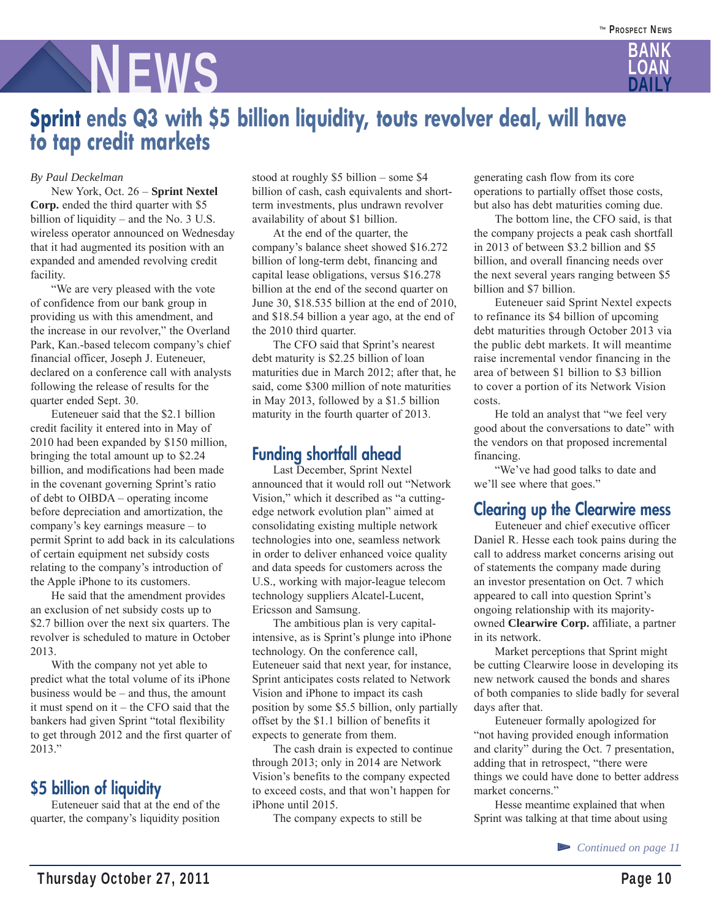# Sprint ends Q3 with $5 billion liquidity, touts revolver deal, will have to tap credit markets

*By Paul Deckelman*

New York, Oct. 26 – **Sprint Nextel Corp.** ended the third quarter with $5 billion of liquidity – and the No. 3 U.S. wireless operator announced on Wednesday that it had augmented its position with an expanded and amended revolving credit facility.

"We are very pleased with the vote of confidence from our bank group in providing us with this amendment, and the increase in our revolver," the Overland Park, Kan.-based telecom company's chief financial officer, Joseph J. Euteneuer, declared on a conference call with analysts following the release of results for the quarter ended Sept. 30.

Euteneuer said that the $2.1 billion credit facility it entered into in May of 2010 had been expanded by $150 million, bringing the total amount up to $2.24 billion, and modifications had been made in the covenant governing Sprint's ratio of debt to OIBDA – operating income before depreciation and amortization, the company's key earnings measure – to permit Sprint to add back in its calculations of certain equipment net subsidy costs relating to the company's introduction of the Apple iPhone to its customers.

He said that the amendment provides an exclusion of net subsidy costs up to $2.7 billion over the next six quarters. The revolver is scheduled to mature in October 2013.

With the company not yet able to predict what the total volume of its iPhone business would be – and thus, the amount it must spend on it – the CFO said that the bankers had given Sprint "total flexibility to get through 2012 and the first quarter of 2013."

## $5 billion of liquidity

Euteneuer said that at the end of the quarter, the company's liquidity position stood at roughly $5 billion – some $4 billion of cash, cash equivalents and short-term investments, plus undrawn revolver availability of about $1 billion.

At the end of the quarter, the company's balance sheet showed $16.272 billion of long-term debt, financing and capital lease obligations, versus $16.278 billion at the end of the second quarter on June 30, $18.535 billion at the end of 2010, and $18.54 billion a year ago, at the end of the 2010 third quarter.

The CFO said that Sprint's nearest debt maturity is $2.25 billion of loan maturities due in March 2012; after that, he said, come $300 million of note maturities in May 2013, followed by a $1.5 billion maturity in the fourth quarter of 2013.

## Funding shortfall ahead

Last December, Sprint Nextel announced that it would roll out "Network Vision," which it described as "a cutting-edge network evolution plan" aimed at consolidating existing multiple network technologies into one, seamless network in order to deliver enhanced voice quality and data speeds for customers across the U.S., working with major-league telecom technology suppliers Alcatel-Lucent, Ericsson and Samsung.

The ambitious plan is very capital-intensive, as is Sprint's plunge into iPhone technology. On the conference call, Euteneuer said that next year, for instance, Sprint anticipates costs related to Network Vision and iPhone to impact its cash position by some $5.5 billion, only partially offset by the $1.1 billion of benefits it expects to generate from them.

The cash drain is expected to continue through 2013; only in 2014 are Network Vision's benefits to the company expected to exceed costs, and that won't happen for iPhone until 2015.

The company expects to still be generating cash flow from its core operations to partially offset those costs, but also has debt maturities coming due.

The bottom line, the CFO said, is that the company projects a peak cash shortfall in 2013 of between $3.2 billion and $5 billion, and overall financing needs over the next several years ranging between $5 billion and $7 billion.

Euteneuer said Sprint Nextel expects to refinance its $4 billion of upcoming debt maturities through October 2013 via the public debt markets. It will meantime raise incremental vendor financing in the area of between $1 billion to $3 billion to cover a portion of its Network Vision costs.

He told an analyst that "we feel very good about the conversations to date" with the vendors on that proposed incremental financing.

"We've had good talks to date and we'll see where that goes."

## Clearing up the Clearwire mess

Euteneuer and chief executive officer Daniel R. Hesse each took pains during the call to address market concerns arising out of statements the company made during an investor presentation on Oct. 7 which appeared to call into question Sprint's ongoing relationship with its majority-owned **Clearwire Corp.** affiliate, a partner in its network.

Market perceptions that Sprint might be cutting Clearwire loose in developing its new network caused the bonds and shares of both companies to slide badly for several days after that.

Euteneuer formally apologized for "not having provided enough information and clarity" during the Oct. 7 presentation, adding that in retrospect, "there were things we could have done to better address market concerns."

Hesse meantime explained that when Sprint was talking at that time about using

*Continued on page 11*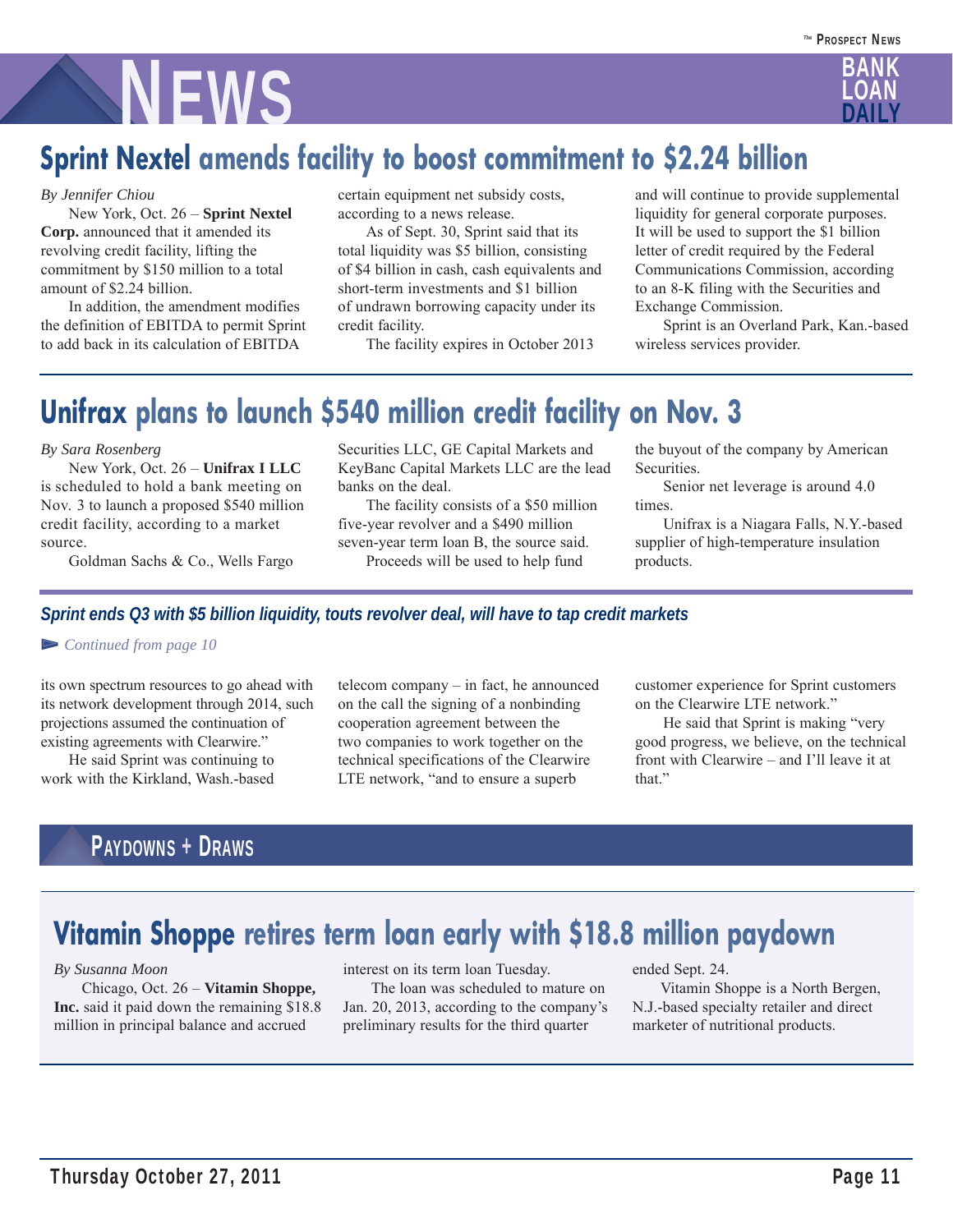# News

## Sprint Nextel amends facility to boost commitment to $2.24 billion

*By Jennifer Chiou*

New York, Oct. 26 – **Sprint Nextel Corp.** announced that it amended its revolving credit facility, lifting the commitment by $150 million to a total amount of $2.24 billion.

In addition, the amendment modifies the definition of EBITDA to permit Sprint to add back in its calculation of EBITDA certain equipment net subsidy costs, according to a news release.

As of Sept. 30, Sprint said that its total liquidity was $5 billion, consisting of $4 billion in cash, cash equivalents and short-term investments and $1 billion of undrawn borrowing capacity under its credit facility.

The facility expires in October 2013 and will continue to provide supplemental liquidity for general corporate purposes. It will be used to support the $1 billion letter of credit required by the Federal Communications Commission, according to an 8-K filing with the Securities and Exchange Commission.

Sprint is an Overland Park, Kan.-based wireless services provider.

## Unifrax plans to launch $540 million credit facility on Nov. 3

*By Sara Rosenberg*

New York, Oct. 26 – **Unifrax I LLC** is scheduled to hold a bank meeting on Nov. 3 to launch a proposed $540 million credit facility, according to a market source.

Goldman Sachs & Co., Wells Fargo Securities LLC, GE Capital Markets and KeyBanc Capital Markets LLC are the lead banks on the deal.

The facility consists of a $50 million five-year revolver and a $490 million seven-year term loan B, the source said.

Proceeds will be used to help fund the buyout of the company by American Securities.

Senior net leverage is around 4.0 times.

Unifrax is a Niagara Falls, N.Y.-based supplier of high-temperature insulation products.

### *Sprint ends Q3 with $5 billion liquidity, touts revolver deal, will have to tap credit markets*

*Continued from page 10*

its own spectrum resources to go ahead with its network development through 2014, such projections assumed the continuation of existing agreements with Clearwire."

He said Sprint was continuing to work with the Kirkland, Wash.-based telecom company – in fact, he announced on the call the signing of a nonbinding cooperation agreement between the two companies to work together on the technical specifications of the Clearwire LTE network, "and to ensure a superb customer experience for Sprint customers on the Clearwire LTE network."

He said that Sprint is making "very good progress, we believe, on the technical front with Clearwire – and I'll leave it at that."

# Paydowns + Draws

## Vitamin Shoppe retires term loan early with $18.8 million paydown

*By Susanna Moon*

Chicago, Oct. 26 – **Vitamin Shoppe, Inc.** said it paid down the remaining $18.8 million in principal balance and accrued interest on its term loan Tuesday.

The loan was scheduled to mature on Jan. 20, 2013, according to the company's preliminary results for the third quarter ended Sept. 24.

Vitamin Shoppe is a North Bergen, N.J.-based specialty retailer and direct marketer of nutritional products.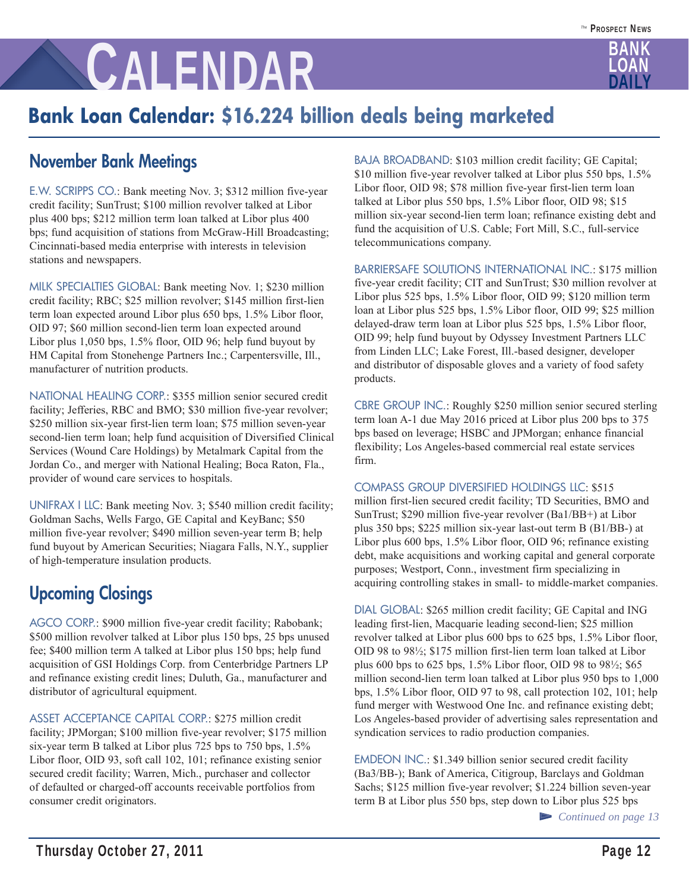# Bank Loan Calendar: $16.224 billion deals being marketed

## November Bank Meetings

E.W. SCRIPPS CO.: Bank meeting Nov. 3; $312 million five-year credit facility; SunTrust; $100 million revolver talked at Libor plus 400 bps; $212 million term loan talked at Libor plus 400 bps; fund acquisition of stations from McGraw-Hill Broadcasting; Cincinnati-based media enterprise with interests in television stations and newspapers.

MILK SPECIALTIES GLOBAL: Bank meeting Nov. 1; $230 million credit facility; RBC; $25 million revolver; $145 million first-lien term loan expected around Libor plus 650 bps, 1.5% Libor floor, OID 97; $60 million second-lien term loan expected around Libor plus 1,050 bps, 1.5% floor, OID 96; help fund buyout by HM Capital from Stonehenge Partners Inc.; Carpentersville, Ill., manufacturer of nutrition products.

NATIONAL HEALING CORP.: $355 million senior secured credit facility; Jefferies, RBC and BMO; $30 million five-year revolver; $250 million six-year first-lien term loan; $75 million seven-year second-lien term loan; help fund acquisition of Diversified Clinical Services (Wound Care Holdings) by Metalmark Capital from the Jordan Co., and merger with National Healing; Boca Raton, Fla., provider of wound care services to hospitals.

UNIFRAX I LLC: Bank meeting Nov. 3; $540 million credit facility; Goldman Sachs, Wells Fargo, GE Capital and KeyBanc; $50 million five-year revolver; $490 million seven-year term B; help fund buyout by American Securities; Niagara Falls, N.Y., supplier of high-temperature insulation products.

## Upcoming Closings

AGCO CORP.: $900 million five-year credit facility; Rabobank; $500 million revolver talked at Libor plus 150 bps, 25 bps unused fee; $400 million term A talked at Libor plus 150 bps; help fund acquisition of GSI Holdings Corp. from Centerbridge Partners LP and refinance existing credit lines; Duluth, Ga., manufacturer and distributor of agricultural equipment.

ASSET ACCEPTANCE CAPITAL CORP.: $275 million credit facility; JPMorgan; $100 million five-year revolver; $175 million six-year term B talked at Libor plus 725 bps to 750 bps, 1.5% Libor floor, OID 93, soft call 102, 101; refinance existing senior secured credit facility; Warren, Mich., purchaser and collector of defaulted or charged-off accounts receivable portfolios from consumer credit originators.

BAJA BROADBAND: $103 million credit facility; GE Capital; $10 million five-year revolver talked at Libor plus 550 bps, 1.5% Libor floor, OID 98; $78 million five-year first-lien term loan talked at Libor plus 550 bps, 1.5% Libor floor, OID 98; $15 million six-year second-lien term loan; refinance existing debt and fund the acquisition of U.S. Cable; Fort Mill, S.C., full-service telecommunications company.

BARRIERSAFE SOLUTIONS INTERNATIONAL INC.: $175 million five-year credit facility; CIT and SunTrust; $30 million revolver at Libor plus 525 bps, 1.5% Libor floor, OID 99; $120 million term loan at Libor plus 525 bps, 1.5% Libor floor, OID 99; $25 million delayed-draw term loan at Libor plus 525 bps, 1.5% Libor floor, OID 99; help fund buyout by Odyssey Investment Partners LLC from Linden LLC; Lake Forest, Ill.-based designer, developer and distributor of disposable gloves and a variety of food safety products.

CBRE GROUP INC.: Roughly $250 million senior secured sterling term loan A-1 due May 2016 priced at Libor plus 200 bps to 375 bps based on leverage; HSBC and JPMorgan; enhance financial flexibility; Los Angeles-based commercial real estate services firm.

COMPASS GROUP DIVERSIFIED HOLDINGS LLC: $515 million first-lien secured credit facility; TD Securities, BMO and SunTrust; $290 million five-year revolver (Ba1/BB+) at Libor plus 350 bps; $225 million six-year last-out term B (B1/BB-) at Libor plus 600 bps, 1.5% Libor floor, OID 96; refinance existing debt, make acquisitions and working capital and general corporate purposes; Westport, Conn., investment firm specializing in acquiring controlling stakes in small- to middle-market companies.

DIAL GLOBAL: $265 million credit facility; GE Capital and ING leading first-lien, Macquarie leading second-lien; $25 million revolver talked at Libor plus 600 bps to 625 bps, 1.5% Libor floor, OID 98 to 98½; $175 million first-lien term loan talked at Libor plus 600 bps to 625 bps, 1.5% Libor floor, OID 98 to 98½; $65 million second-lien term loan talked at Libor plus 950 bps to 1,000 bps, 1.5% Libor floor, OID 97 to 98, call protection 102, 101; help fund merger with Westwood One Inc. and refinance existing debt; Los Angeles-based provider of advertising sales representation and syndication services to radio production companies.

EMDEON INC.: $1.349 billion senior secured credit facility (Ba3/BB-); Bank of America, Citigroup, Barclays and Goldman Sachs; $125 million five-year revolver; $1.224 billion seven-year term B at Libor plus 550 bps, step down to Libor plus 525 bps

*Continued on page 13*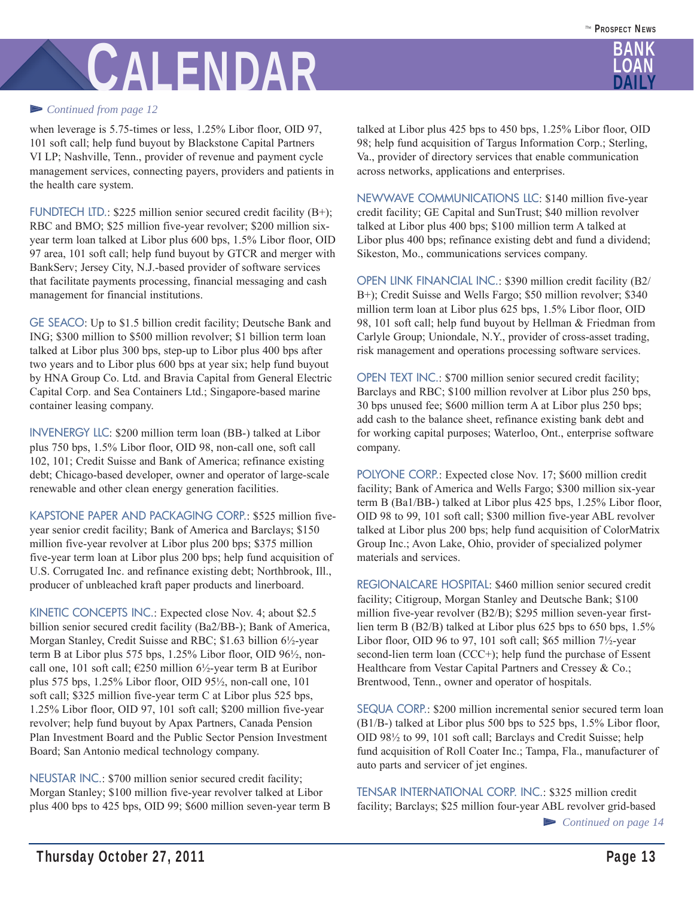# CALENDAR

*Continued from page 12*

when leverage is 5.75-times or less, 1.25% Libor floor, OID 97, 101 soft call; help fund buyout by Blackstone Capital Partners VI LP; Nashville, Tenn., provider of revenue and payment cycle management services, connecting payers, providers and patients in the health care system.

FUNDTECH LTD.: $225 million senior secured credit facility (B+); RBC and BMO; $25 million five-year revolver; $200 million six-year term loan talked at Libor plus 600 bps, 1.5% Libor floor, OID 97 area, 101 soft call; help fund buyout by GTCR and merger with BankServ; Jersey City, N.J.-based provider of software services that facilitate payments processing, financial messaging and cash management for financial institutions.

GE SEACO: Up to $1.5 billion credit facility; Deutsche Bank and ING; $300 million to $500 million revolver; $1 billion term loan talked at Libor plus 300 bps, step-up to Libor plus 400 bps after two years and to Libor plus 600 bps at year six; help fund buyout by HNA Group Co. Ltd. and Bravia Capital from General Electric Capital Corp. and Sea Containers Ltd.; Singapore-based marine container leasing company.

INVENERGY LLC: $200 million term loan (BB-) talked at Libor plus 750 bps, 1.5% Libor floor, OID 98, non-call one, soft call 102, 101; Credit Suisse and Bank of America; refinance existing debt; Chicago-based developer, owner and operator of large-scale renewable and other clean energy generation facilities.

KAPSTONE PAPER AND PACKAGING CORP.: $525 million five-year senior credit facility; Bank of America and Barclays; $150 million five-year revolver at Libor plus 200 bps; $375 million five-year term loan at Libor plus 200 bps; help fund acquisition of U.S. Corrugated Inc. and refinance existing debt; Northbrook, Ill., producer of unbleached kraft paper products and linerboard.

KINETIC CONCEPTS INC.: Expected close Nov. 4; about $2.5 billion senior secured credit facility (Ba2/BB-); Bank of America, Morgan Stanley, Credit Suisse and RBC; $1.63 billion 6½-year term B at Libor plus 575 bps, 1.25% Libor floor, OID 96½, non-call one, 101 soft call; €250 million 6½-year term B at Euribor plus 575 bps, 1.25% Libor floor, OID 95½, non-call one, 101 soft call; $325 million five-year term C at Libor plus 525 bps, 1.25% Libor floor, OID 97, 101 soft call; $200 million five-year revolver; help fund buyout by Apax Partners, Canada Pension Plan Investment Board and the Public Sector Pension Investment Board; San Antonio medical technology company.

NEUSTAR INC.: $700 million senior secured credit facility; Morgan Stanley; $100 million five-year revolver talked at Libor plus 400 bps to 425 bps, OID 99; $600 million seven-year term B talked at Libor plus 425 bps to 450 bps, 1.25% Libor floor, OID 98; help fund acquisition of Targus Information Corp.; Sterling, Va., provider of directory services that enable communication across networks, applications and enterprises.

NEWWAVE COMMUNICATIONS LLC: $140 million five-year credit facility; GE Capital and SunTrust; $40 million revolver talked at Libor plus 400 bps; $100 million term A talked at Libor plus 400 bps; refinance existing debt and fund a dividend; Sikeston, Mo., communications services company.

OPEN LINK FINANCIAL INC.: $390 million credit facility (B2/B+); Credit Suisse and Wells Fargo; $50 million revolver; $340 million term loan at Libor plus 625 bps, 1.5% Libor floor, OID 98, 101 soft call; help fund buyout by Hellman & Friedman from Carlyle Group; Uniondale, N.Y., provider of cross-asset trading, risk management and operations processing software services.

OPEN TEXT INC.: $700 million senior secured credit facility; Barclays and RBC; $100 million revolver at Libor plus 250 bps, 30 bps unused fee; $600 million term A at Libor plus 250 bps; add cash to the balance sheet, refinance existing bank debt and for working capital purposes; Waterloo, Ont., enterprise software company.

POLYONE CORP.: Expected close Nov. 17; $600 million credit facility; Bank of America and Wells Fargo; $300 million six-year term B (Ba1/BB-) talked at Libor plus 425 bps, 1.25% Libor floor, OID 98 to 99, 101 soft call; $300 million five-year ABL revolver talked at Libor plus 200 bps; help fund acquisition of ColorMatrix Group Inc.; Avon Lake, Ohio, provider of specialized polymer materials and services.

REGIONALCARE HOSPITAL: $460 million senior secured credit facility; Citigroup, Morgan Stanley and Deutsche Bank; $100 million five-year revolver (B2/B); $295 million seven-year first-lien term B (B2/B) talked at Libor plus 625 bps to 650 bps, 1.5% Libor floor, OID 96 to 97, 101 soft call; $65 million 7½-year second-lien term loan (CCC+); help fund the purchase of Essent Healthcare from Vestar Capital Partners and Cressey & Co.; Brentwood, Tenn., owner and operator of hospitals.

SEQUA CORP.: $200 million incremental senior secured term loan (B1/B-) talked at Libor plus 500 bps to 525 bps, 1.5% Libor floor, OID 98½ to 99, 101 soft call; Barclays and Credit Suisse; help fund acquisition of Roll Coater Inc.; Tampa, Fla., manufacturer of auto parts and servicer of jet engines.

TENSAR INTERNATIONAL CORP. INC.: $325 million credit facility; Barclays; $25 million four-year ABL revolver grid-based

*Continued on page 14*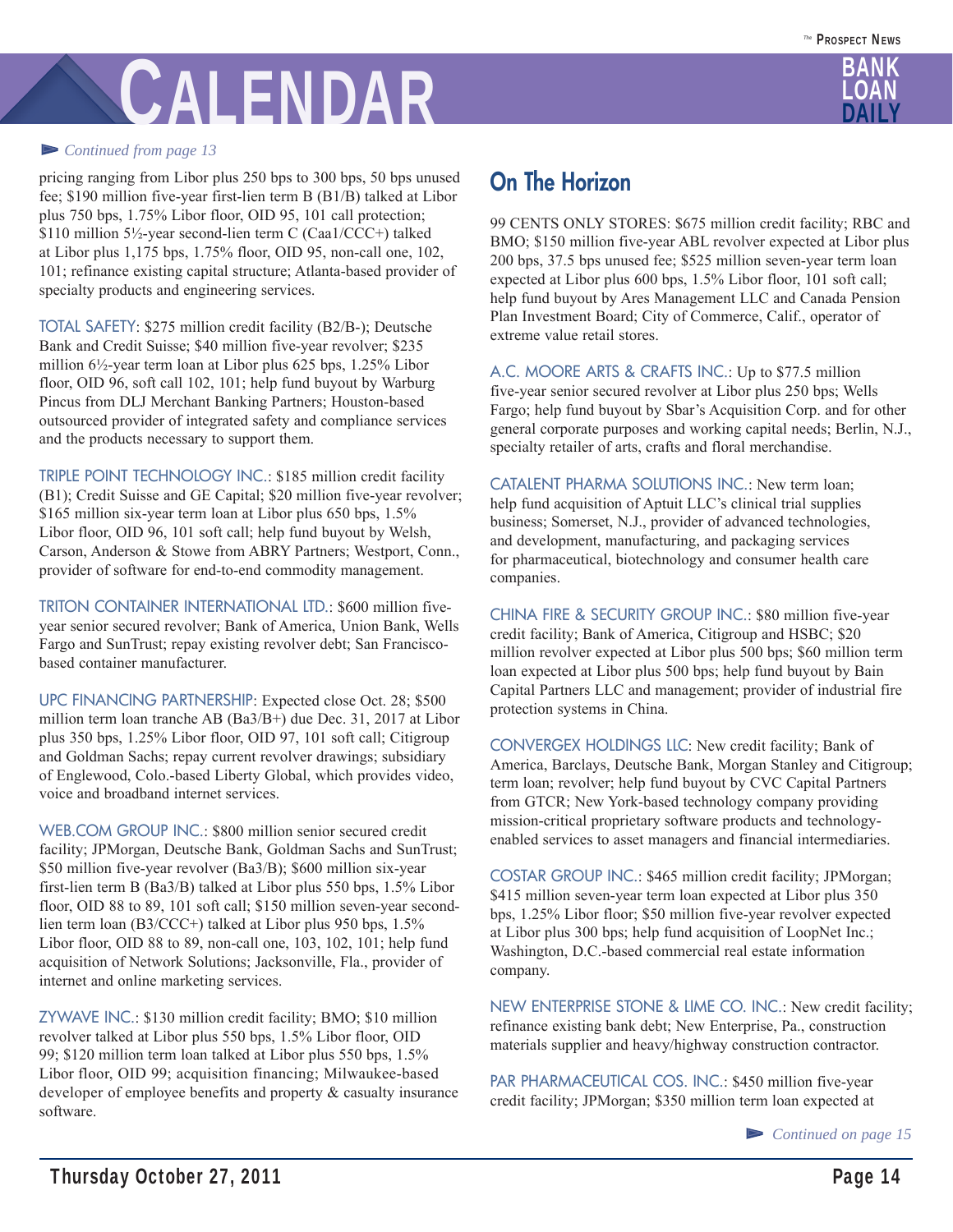*Continued from page 13*

pricing ranging from Libor plus 250 bps to 300 bps, 50 bps unused fee; $190 million five-year first-lien term B (B1/B) talked at Libor plus 750 bps, 1.75% Libor floor, OID 95, 101 call protection; $110 million 5½-year second-lien term C (Caa1/CCC+) talked at Libor plus 1,175 bps, 1.75% floor, OID 95, non-call one, 102, 101; refinance existing capital structure; Atlanta-based provider of specialty products and engineering services.

TOTAL SAFETY: $275 million credit facility (B2/B-); Deutsche Bank and Credit Suisse; $40 million five-year revolver; $235 million 6½-year term loan at Libor plus 625 bps, 1.25% Libor floor, OID 96, soft call 102, 101; help fund buyout by Warburg Pincus from DLJ Merchant Banking Partners; Houston-based outsourced provider of integrated safety and compliance services and the products necessary to support them.

TRIPLE POINT TECHNOLOGY INC.: $185 million credit facility (B1); Credit Suisse and GE Capital; $20 million five-year revolver; $165 million six-year term loan at Libor plus 650 bps, 1.5% Libor floor, OID 96, 101 soft call; help fund buyout by Welsh, Carson, Anderson & Stowe from ABRY Partners; Westport, Conn., provider of software for end-to-end commodity management.

TRITON CONTAINER INTERNATIONAL LTD.: $600 million five-year senior secured revolver; Bank of America, Union Bank, Wells Fargo and SunTrust; repay existing revolver debt; San Francisco-based container manufacturer.

UPC FINANCING PARTNERSHIP: Expected close Oct. 28; $500 million term loan tranche AB (Ba3/B+) due Dec. 31, 2017 at Libor plus 350 bps, 1.25% Libor floor, OID 97, 101 soft call; Citigroup and Goldman Sachs; repay current revolver drawings; subsidiary of Englewood, Colo.-based Liberty Global, which provides video, voice and broadband internet services.

WEB.COM GROUP INC.: $800 million senior secured credit facility; JPMorgan, Deutsche Bank, Goldman Sachs and SunTrust; $50 million five-year revolver (Ba3/B); $600 million six-year first-lien term B (Ba3/B) talked at Libor plus 550 bps, 1.5% Libor floor, OID 88 to 89, 101 soft call; $150 million seven-year second-lien term loan (B3/CCC+) talked at Libor plus 950 bps, 1.5% Libor floor, OID 88 to 89, non-call one, 103, 102, 101; help fund acquisition of Network Solutions; Jacksonville, Fla., provider of internet and online marketing services.

ZYWAVE INC.: $130 million credit facility; BMO; $10 million revolver talked at Libor plus 550 bps, 1.5% Libor floor, OID 99; $120 million term loan talked at Libor plus 550 bps, 1.5% Libor floor, OID 99; acquisition financing; Milwaukee-based developer of employee benefits and property & casualty insurance software.

## On The Horizon

99 CENTS ONLY STORES: $675 million credit facility; RBC and BMO; $150 million five-year ABL revolver expected at Libor plus 200 bps, 37.5 bps unused fee; $525 million seven-year term loan expected at Libor plus 600 bps, 1.5% Libor floor, 101 soft call; help fund buyout by Ares Management LLC and Canada Pension Plan Investment Board; City of Commerce, Calif., operator of extreme value retail stores.

A.C. MOORE ARTS & CRAFTS INC.: Up to $77.5 million five-year senior secured revolver at Libor plus 250 bps; Wells Fargo; help fund buyout by Sbar's Acquisition Corp. and for other general corporate purposes and working capital needs; Berlin, N.J., specialty retailer of arts, crafts and floral merchandise.

CATALENT PHARMA SOLUTIONS INC.: New term loan; help fund acquisition of Aptuit LLC's clinical trial supplies business; Somerset, N.J., provider of advanced technologies, and development, manufacturing, and packaging services for pharmaceutical, biotechnology and consumer health care companies.

CHINA FIRE & SECURITY GROUP INC.: $80 million five-year credit facility; Bank of America, Citigroup and HSBC; $20 million revolver expected at Libor plus 500 bps; $60 million term loan expected at Libor plus 500 bps; help fund buyout by Bain Capital Partners LLC and management; provider of industrial fire protection systems in China.

CONVERGEX HOLDINGS LLC: New credit facility; Bank of America, Barclays, Deutsche Bank, Morgan Stanley and Citigroup; term loan; revolver; help fund buyout by CVC Capital Partners from GTCR; New York-based technology company providing mission-critical proprietary software products and technology-enabled services to asset managers and financial intermediaries.

COSTAR GROUP INC.: $465 million credit facility; JPMorgan; $415 million seven-year term loan expected at Libor plus 350 bps, 1.25% Libor floor; $50 million five-year revolver expected at Libor plus 300 bps; help fund acquisition of LoopNet Inc.; Washington, D.C.-based commercial real estate information company.

NEW ENTERPRISE STONE & LIME CO. INC.: New credit facility; refinance existing bank debt; New Enterprise, Pa., construction materials supplier and heavy/highway construction contractor.

PAR PHARMACEUTICAL COS. INC.: $450 million five-year credit facility; JPMorgan; $350 million term loan expected at

*Continued on page 15*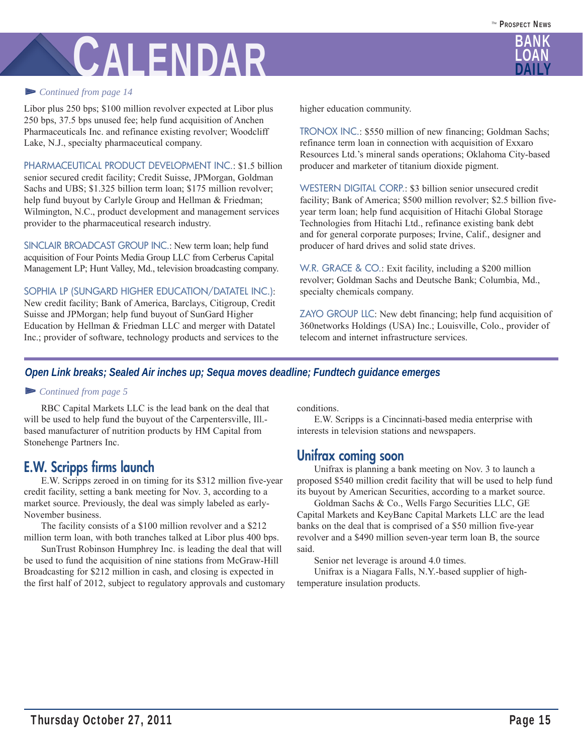# CALENDAR

*Continued from page 14*

Libor plus 250 bps; $100 million revolver expected at Libor plus 250 bps, 37.5 bps unused fee; help fund acquisition of Anchen Pharmaceuticals Inc. and refinance existing revolver; Woodcliff Lake, N.J., specialty pharmaceutical company.

PHARMACEUTICAL PRODUCT DEVELOPMENT INC.: $1.5 billion senior secured credit facility; Credit Suisse, JPMorgan, Goldman Sachs and UBS; $1.325 billion term loan; $175 million revolver; help fund buyout by Carlyle Group and Hellman & Friedman; Wilmington, N.C., product development and management services provider to the pharmaceutical research industry.

SINCLAIR BROADCAST GROUP INC.: New term loan; help fund acquisition of Four Points Media Group LLC from Cerberus Capital Management LP; Hunt Valley, Md., television broadcasting company.

SOPHIA LP (SUNGARD HIGHER EDUCATION/DATATEL INC.): New credit facility; Bank of America, Barclays, Citigroup, Credit Suisse and JPMorgan; help fund buyout of SunGard Higher Education by Hellman & Friedman LLC and merger with Datatel Inc.; provider of software, technology products and services to the higher education community.

TRONOX INC.: $550 million of new financing; Goldman Sachs; refinance term loan in connection with acquisition of Exxaro Resources Ltd.'s mineral sands operations; Oklahoma City-based producer and marketer of titanium dioxide pigment.

WESTERN DIGITAL CORP.: $3 billion senior unsecured credit facility; Bank of America; $500 million revolver; $2.5 billion five-year term loan; help fund acquisition of Hitachi Global Storage Technologies from Hitachi Ltd., refinance existing bank debt and for general corporate purposes; Irvine, Calif., designer and producer of hard drives and solid state drives.

W.R. GRACE & CO.: Exit facility, including a $200 million revolver; Goldman Sachs and Deutsche Bank; Columbia, Md., specialty chemicals company.

ZAYO GROUP LLC: New debt financing; help fund acquisition of 360networks Holdings (USA) Inc.; Louisville, Colo., provider of telecom and internet infrastructure services.

***Open Link breaks; Sealed Air inches up; Sequa moves deadline; Fundtech guidance emerges***

*Continued from page 5*

RBC Capital Markets LLC is the lead bank on the deal that will be used to help fund the buyout of the Carpentersville, Ill.-based manufacturer of nutrition products by HM Capital from Stonehenge Partners Inc.

## E.W. Scripps firms launch

E.W. Scripps zeroed in on timing for its $312 million five-year credit facility, setting a bank meeting for Nov. 3, according to a market source. Previously, the deal was simply labeled as early-November business.

The facility consists of a $100 million revolver and a $212 million term loan, with both tranches talked at Libor plus 400 bps.

SunTrust Robinson Humphrey Inc. is leading the deal that will be used to fund the acquisition of nine stations from McGraw-Hill Broadcasting for $212 million in cash, and closing is expected in the first half of 2012, subject to regulatory approvals and customary conditions.

E.W. Scripps is a Cincinnati-based media enterprise with interests in television stations and newspapers.

## Unifrax coming soon

Unifrax is planning a bank meeting on Nov. 3 to launch a proposed $540 million credit facility that will be used to help fund its buyout by American Securities, according to a market source.

Goldman Sachs & Co., Wells Fargo Securities LLC, GE Capital Markets and KeyBanc Capital Markets LLC are the lead banks on the deal that is comprised of a $50 million five-year revolver and a $490 million seven-year term loan B, the source said.

Senior net leverage is around 4.0 times.

Unifrax is a Niagara Falls, N.Y.-based supplier of high-temperature insulation products.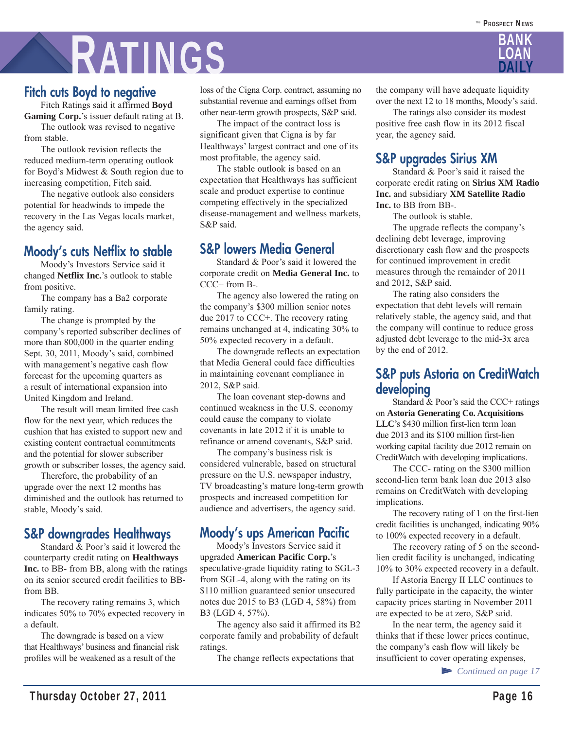# Ratings

## Fitch cuts Boyd to negative

Fitch Ratings said it affirmed **Boyd Gaming Corp.**'s issuer default rating at B.

The outlook was revised to negative from stable.

The outlook revision reflects the reduced medium-term operating outlook for Boyd's Midwest & South region due to increasing competition, Fitch said.

The negative outlook also considers potential for headwinds to impede the recovery in the Las Vegas locals market, the agency said.

## Moody's cuts Netflix to stable

Moody's Investors Service said it changed **Netflix Inc.**'s outlook to stable from positive.

The company has a Ba2 corporate family rating.

The change is prompted by the company's reported subscriber declines of more than 800,000 in the quarter ending Sept. 30, 2011, Moody's said, combined with management's negative cash flow forecast for the upcoming quarters as a result of international expansion into United Kingdom and Ireland.

The result will mean limited free cash flow for the next year, which reduces the cushion that has existed to support new and existing content contractual commitments and the potential for slower subscriber growth or subscriber losses, the agency said.

Therefore, the probability of an upgrade over the next 12 months has diminished and the outlook has returned to stable, Moody's said.

## S&P downgrades Healthways

Standard & Poor's said it lowered the counterparty credit rating on **Healthways Inc.** to BB- from BB, along with the ratings on its senior secured credit facilities to BB- from BB.

The recovery rating remains 3, which indicates 50% to 70% expected recovery in a default.

The downgrade is based on a view that Healthways' business and financial risk profiles will be weakened as a result of the loss of the Cigna Corp. contract, assuming no substantial revenue and earnings offset from other near-term growth prospects, S&P said.

The impact of the contract loss is significant given that Cigna is by far Healthways' largest contract and one of its most profitable, the agency said.

The stable outlook is based on an expectation that Healthways has sufficient scale and product expertise to continue competing effectively in the specialized disease-management and wellness markets, S&P said.

## S&P lowers Media General

Standard & Poor's said it lowered the corporate credit on **Media General Inc.** to CCC+ from B-.

The agency also lowered the rating on the company's $300 million senior notes due 2017 to CCC+. The recovery rating remains unchanged at 4, indicating 30% to 50% expected recovery in a default.

The downgrade reflects an expectation that Media General could face difficulties in maintaining covenant compliance in 2012, S&P said.

The loan covenant step-downs and continued weakness in the U.S. economy could cause the company to violate covenants in late 2012 if it is unable to refinance or amend covenants, S&P said.

The company's business risk is considered vulnerable, based on structural pressure on the U.S. newspaper industry, TV broadcasting's mature long-term growth prospects and increased competition for audience and advertisers, the agency said.

## Moody's ups American Pacific

Moody's Investors Service said it upgraded **American Pacific Corp.**'s speculative-grade liquidity rating to SGL-3 from SGL-4, along with the rating on its $110 million guaranteed senior unsecured notes due 2015 to B3 (LGD 4, 58%) from B3 (LGD 4, 57%).

The agency also said it affirmed its B2 corporate family and probability of default ratings.

The change reflects expectations that the company will have adequate liquidity over the next 12 to 18 months, Moody's said.

The ratings also consider its modest positive free cash flow in its 2012 fiscal year, the agency said.

## S&P upgrades Sirius XM

Standard & Poor's said it raised the corporate credit rating on **Sirius XM Radio Inc.** and subsidiary **XM Satellite Radio Inc.** to BB from BB-.

The outlook is stable.

The upgrade reflects the company's declining debt leverage, improving discretionary cash flow and the prospects for continued improvement in credit measures through the remainder of 2011 and 2012, S&P said.

The rating also considers the expectation that debt levels will remain relatively stable, the agency said, and that the company will continue to reduce gross adjusted debt leverage to the mid-3x area by the end of 2012.

## S&P puts Astoria on CreditWatch developing

Standard & Poor's said the CCC+ ratings on **Astoria Generating Co. Acquisitions LLC**'s $430 million first-lien term loan due 2013 and its $100 million first-lien working capital facility due 2012 remain on CreditWatch with developing implications.

The CCC- rating on the $300 million second-lien term bank loan due 2013 also remains on CreditWatch with developing implications.

The recovery rating of 1 on the first-lien credit facilities is unchanged, indicating 90% to 100% expected recovery in a default.

The recovery rating of 5 on the second-lien credit facility is unchanged, indicating 10% to 30% expected recovery in a default.

If Astoria Energy II LLC continues to fully participate in the capacity, the winter capacity prices starting in November 2011 are expected to be at zero, S&P said.

In the near term, the agency said it thinks that if these lower prices continue, the company's cash flow will likely be insufficient to cover operating expenses,

*Continued on page 17*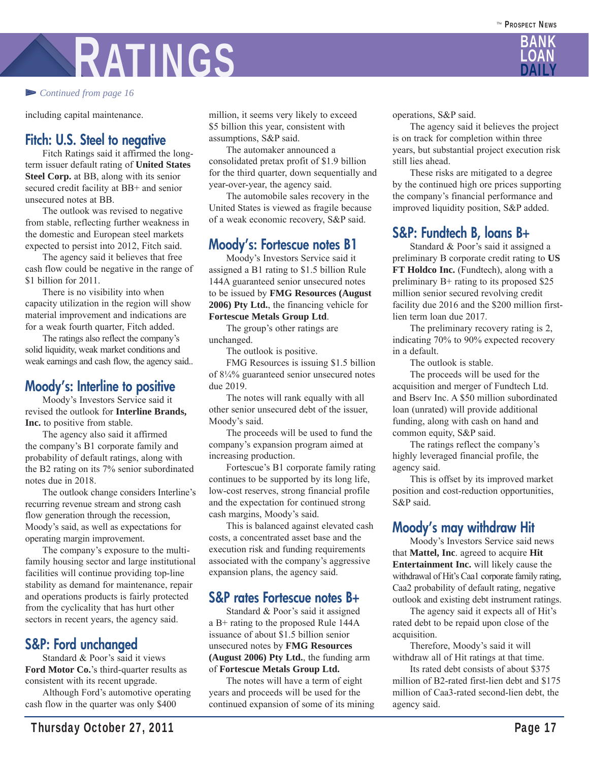*Continued from page 16*

including capital maintenance.

## Fitch: U.S. Steel to negative

Fitch Ratings said it affirmed the long-term issuer default rating of **United States Steel Corp.** at BB, along with its senior secured credit facility at BB+ and senior unsecured notes at BB.

The outlook was revised to negative from stable, reflecting further weakness in the domestic and European steel markets expected to persist into 2012, Fitch said.

The agency said it believes that free cash flow could be negative in the range of $1 billion for 2011.

There is no visibility into when capacity utilization in the region will show material improvement and indications are for a weak fourth quarter, Fitch added.

The ratings also reflect the company's solid liquidity, weak market conditions and weak earnings and cash flow, the agency said..

## Moody's: Interline to positive

Moody's Investors Service said it revised the outlook for **Interline Brands, Inc.** to positive from stable.

The agency also said it affirmed the company's B1 corporate family and probability of default ratings, along with the B2 rating on its 7% senior subordinated notes due in 2018.

The outlook change considers Interline's recurring revenue stream and strong cash flow generation through the recession, Moody's said, as well as expectations for operating margin improvement.

The company's exposure to the multi-family housing sector and large institutional facilities will continue providing top-line stability as demand for maintenance, repair and operations products is fairly protected from the cyclicality that has hurt other sectors in recent years, the agency said.

## S&P: Ford unchanged

Standard & Poor's said it views **Ford Motor Co.**'s third-quarter results as consistent with its recent upgrade.

Although Ford's automotive operating cash flow in the quarter was only $400 million, it seems very likely to exceed $5 billion this year, consistent with assumptions, S&P said.

The automaker announced a consolidated pretax profit of $1.9 billion for the third quarter, down sequentially and year-over-year, the agency said.

The automobile sales recovery in the United States is viewed as fragile because of a weak economic recovery, S&P said.

## Moody's: Fortescue notes B1

Moody's Investors Service said it assigned a B1 rating to $1.5 billion Rule 144A guaranteed senior unsecured notes to be issued by **FMG Resources (August 2006) Pty Ltd.**, the financing vehicle for **Fortescue Metals Group Ltd**.

The group's other ratings are unchanged.

The outlook is positive.

FMG Resources is issuing $1.5 billion of 8¼% guaranteed senior unsecured notes due 2019.

The notes will rank equally with all other senior unsecured debt of the issuer, Moody's said.

The proceeds will be used to fund the company's expansion program aimed at increasing production.

Fortescue's B1 corporate family rating continues to be supported by its long life, low-cost reserves, strong financial profile and the expectation for continued strong cash margins, Moody's said.

This is balanced against elevated cash costs, a concentrated asset base and the execution risk and funding requirements associated with the company's aggressive expansion plans, the agency said.

## S&P rates Fortescue notes B+

Standard & Poor's said it assigned a B+ rating to the proposed Rule 144A issuance of about $1.5 billion senior unsecured notes by **FMG Resources (August 2006) Pty Ltd.**, the funding arm of **Fortescue Metals Group Ltd.**

The notes will have a term of eight years and proceeds will be used for the continued expansion of some of its mining operations, S&P said.

The agency said it believes the project is on track for completion within three years, but substantial project execution risk still lies ahead.

These risks are mitigated to a degree by the continued high ore prices supporting the company's financial performance and improved liquidity position, S&P added.

## S&P: Fundtech B, loans B+

Standard & Poor's said it assigned a preliminary B corporate credit rating to **US FT Holdco Inc.** (Fundtech), along with a preliminary B+ rating to its proposed $25 million senior secured revolving credit facility due 2016 and the $200 million first-lien term loan due 2017.

The preliminary recovery rating is 2, indicating 70% to 90% expected recovery in a default.

The outlook is stable.

The proceeds will be used for the acquisition and merger of Fundtech Ltd. and Bserv Inc. A $50 million subordinated loan (unrated) will provide additional funding, along with cash on hand and common equity, S&P said.

The ratings reflect the company's highly leveraged financial profile, the agency said.

This is offset by its improved market position and cost-reduction opportunities, S&P said.

## Moody's may withdraw Hit

Moody's Investors Service said news that **Mattel, Inc**. agreed to acquire **Hit Entertainment Inc.** will likely cause the withdrawal of Hit's Caa1 corporate family rating, Caa2 probability of default rating, negative outlook and existing debt instrument ratings.

The agency said it expects all of Hit's rated debt to be repaid upon close of the acquisition.

Therefore, Moody's said it will withdraw all of Hit ratings at that time.

Its rated debt consists of about $375 million of B2-rated first-lien debt and $175 million of Caa3-rated second-lien debt, the agency said.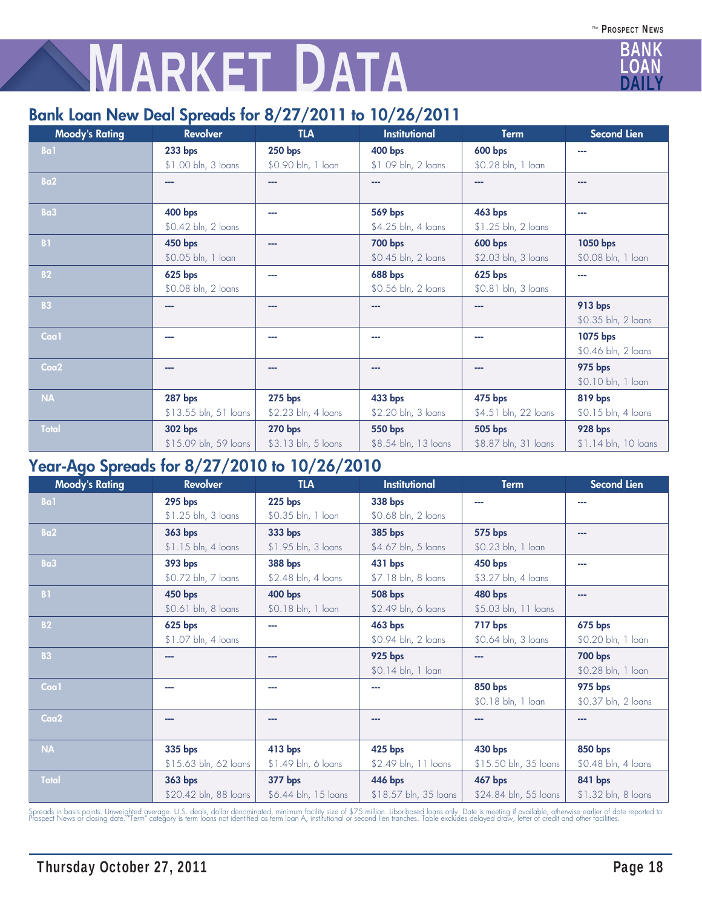# MARKET DATA

## Bank Loan New Deal Spreads for 8/27/2011 to 10/26/2011

| Moody's Rating | Revolver | TLA | Institutional | Term | Second Lien |
|---|---|---|---|---|---|
| Ba1 | **233 bps** $1.00 bln, 3 loans | **250 bps** $0.90 bln, 1 loan | **400 bps** $1.09 bln, 2 loans | **600 bps** $0.28 bln, 1 loan | --- |
| Ba2 | --- | --- | --- | --- | --- |
| Ba3 | **400 bps** $0.42 bln, 2 loans | --- | **569 bps** $4.25 bln, 4 loans | **463 bps** $1.25 bln, 2 loans | --- |
| B1 | **450 bps** $0.05 bln, 1 loan | --- | **700 bps** $0.45 bln, 2 loans | **600 bps** $2.03 bln, 3 loans | **1050 bps** $0.08 bln, 1 loan |
| B2 | **625 bps** $0.08 bln, 2 loans | --- | **688 bps** $0.56 bln, 2 loans | **625 bps** $0.81 bln, 3 loans | --- |
| B3 | --- | --- | --- | --- | **913 bps** $0.35 bln, 2 loans |
| Caa1 | --- | --- | --- | --- | **1075 bps** $0.46 bln, 2 loans |
| Caa2 | --- | --- | --- | --- | **975 bps** $0.10 bln, 1 loan |
| NA | **287 bps** $13.55 bln, 51 loans | **275 bps** $2.23 bln, 4 loans | **433 bps** $2.20 bln, 3 loans | **475 bps** $4.51 bln, 22 loans | **819 bps** $0.15 bln, 4 loans |
| Total | **302 bps** $15.09 bln, 59 loans | **270 bps** $3.13 bln, 5 loans | **550 bps** $8.54 bln, 13 loans | **505 bps** $8.87 bln, 31 loans | **928 bps** $1.14 bln, 10 loans |

## Year-Ago Spreads for 8/27/2010 to 10/26/2010

| Moody's Rating | Revolver | TLA | Institutional | Term | Second Lien |
|---|---|---|---|---|---|
| Ba1 | **295 bps** $1.25 bln, 3 loans | **225 bps** $0.35 bln, 1 loan | **338 bps** $0.68 bln, 2 loans | --- | --- |
| Ba2 | **363 bps** $1.15 bln, 4 loans | **333 bps** $1.95 bln, 3 loans | **385 bps** $4.67 bln, 5 loans | **575 bps** $0.23 bln, 1 loan | --- |
| Ba3 | **393 bps** $0.72 bln, 7 loans | **388 bps** $2.48 bln, 4 loans | **431 bps** $7.18 bln, 8 loans | **450 bps** $3.27 bln, 4 loans | --- |
| B1 | **450 bps** $0.61 bln, 8 loans | **400 bps** $0.18 bln, 1 loan | **508 bps** $2.49 bln, 6 loans | **480 bps** $5.03 bln, 11 loans | --- |
| B2 | **625 bps** $1.07 bln, 4 loans | --- | **463 bps** $0.94 bln, 2 loans | **717 bps** $0.64 bln, 3 loans | **675 bps** $0.20 bln, 1 loan |
| B3 | --- | --- | **925 bps** $0.14 bln, 1 loan | --- | **700 bps** $0.28 bln, 1 loan |
| Caa1 | --- | --- | --- | **850 bps** $0.18 bln, 1 loan | **975 bps** $0.37 bln, 2 loans |
| Caa2 | --- | --- | --- | --- | --- |
| NA | **335 bps** $15.63 bln, 62 loans | **413 bps** $1.49 bln, 6 loans | **425 bps** $2.49 bln, 11 loans | **430 bps** $15.50 bln, 35 loans | **850 bps** $0.48 bln, 4 loans |
| Total | **363 bps** $20.42 bln, 88 loans | **377 bps** $6.44 bln, 15 loans | **446 bps** $18.57 bln, 35 loans | **467 bps** $24.84 bln, 55 loans | **841 bps** $1.32 bln, 8 loans |

Spreads in basis points. Unweighted average. U.S. deals, dollar denominated, minimum facility size of $75 million. Libor-based loans only. Date is meeting if available, otherwise earlier of date reported to Prospect News or closing date. "Term" category is term loans not identified as term loan A, institutional or second lien tranches. Table excludes delayed draw, letter of credit and other facilities.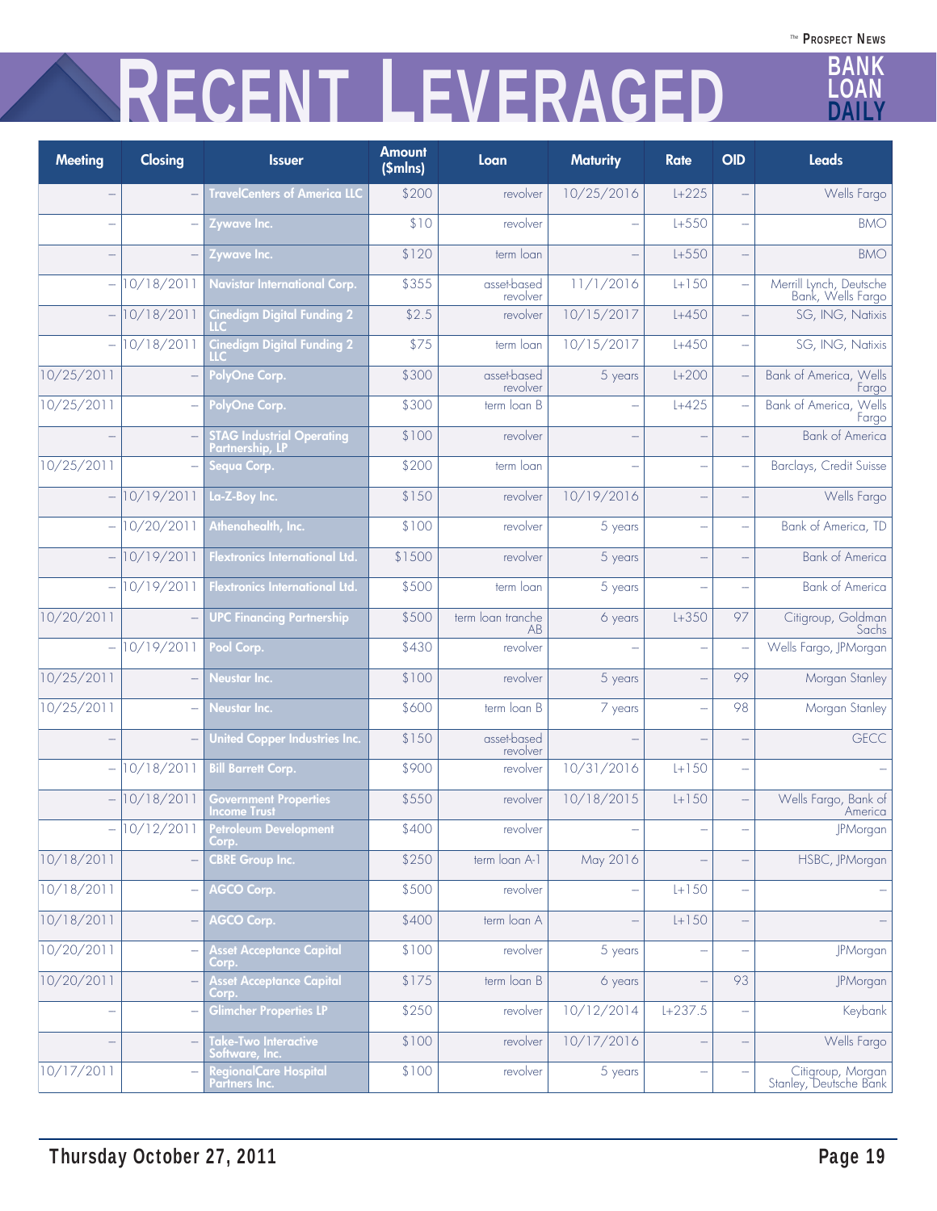# Recent Leveraged

| Meeting | Closing | Issuer | Amount ($mlns) | Loan | Maturity | Rate | OID | Leads |
|---|---|---|---|---|---|---|---|---|
| – | – | TravelCenters of America LLC | $200 | revolver | 10/25/2016 | L+225 | – | Wells Fargo |
| – | – | Zywave Inc. | $10 | revolver | – | L+550 | – | BMO |
| – | – | Zywave Inc. | $120 | term loan | – | L+550 | – | BMO |
| – | 10/18/2011 | Navistar International Corp. | $355 | asset-based revolver | 11/1/2016 | L+150 | – | Merrill Lynch, Deutsche Bank, Wells Fargo |
| – | 10/18/2011 | Cinedigm Digital Funding 2 LLC | $2.5 | revolver | 10/15/2017 | L+450 | – | SG, ING, Natixis |
| – | 10/18/2011 | Cinedigm Digital Funding 2 LLC | $75 | term loan | 10/15/2017 | L+450 | – | SG, ING, Natixis |
| 10/25/2011 | – | PolyOne Corp. | $300 | asset-based revolver | 5 years | L+200 | – | Bank of America, Wells Fargo |
| 10/25/2011 | – | PolyOne Corp. | $300 | term loan B | – | L+425 | – | Bank of America, Wells Fargo |
| – | – | STAG Industrial Operating Partnership, LP | $100 | revolver | – | – | – | Bank of America |
| 10/25/2011 | – | Sequa Corp. | $200 | term loan | – | – | – | Barclays, Credit Suisse |
| – | 10/19/2011 | La-Z-Boy Inc. | $150 | revolver | 10/19/2016 | – | – | Wells Fargo |
| – | 10/20/2011 | Athenahealth, Inc. | $100 | revolver | 5 years | – | – | Bank of America, TD |
| – | 10/19/2011 | Flextronics International Ltd. | $1500 | revolver | 5 years | – | – | Bank of America |
| – | 10/19/2011 | Flextronics International Ltd. | $500 | term loan | 5 years | – | – | Bank of America |
| 10/20/2011 | – | UPC Financing Partnership | $500 | term loan tranche AB | 6 years | L+350 | 97 | Citigroup, Goldman Sachs |
| – | 10/19/2011 | Pool Corp. | $430 | revolver | – | – | – | Wells Fargo, JPMorgan |
| 10/25/2011 | – | Neustar Inc. | $100 | revolver | 5 years | – | 99 | Morgan Stanley |
| 10/25/2011 | – | Neustar Inc. | $600 | term loan B | 7 years | – | 98 | Morgan Stanley |
| – | – | United Copper Industries Inc. | $150 | asset-based revolver | – | – | – | GECC |
| – | 10/18/2011 | Bill Barrett Corp. | $900 | revolver | 10/31/2016 | L+150 | – | – |
| – | 10/18/2011 | Government Properties Income Trust | $550 | revolver | 10/18/2015 | L+150 | – | Wells Fargo, Bank of America |
| – | 10/12/2011 | Petroleum Development Corp. | $400 | revolver | – | – | – | JPMorgan |
| 10/18/2011 | – | CBRE Group Inc. | $250 | term loan A-1 | May 2016 | – | – | HSBC, JPMorgan |
| 10/18/2011 | – | AGCO Corp. | $500 | revolver | – | L+150 | – | – |
| 10/18/2011 | – | AGCO Corp. | $400 | term loan A | – | L+150 | – | – |
| 10/20/2011 | – | Asset Acceptance Capital Corp. | $100 | revolver | 5 years | – | – | JPMorgan |
| 10/20/2011 | – | Asset Acceptance Capital Corp. | $175 | term loan B | 6 years | – | 93 | JPMorgan |
| – | – | Glimcher Properties LP | $250 | revolver | 10/12/2014 | L+237.5 | – | Keybank |
| – | – | Take-Two Interactive Software, Inc. | $100 | revolver | 10/17/2016 | – | – | Wells Fargo |
| 10/17/2011 | – | RegionalCare Hospital Partners Inc. | $100 | revolver | 5 years | – | – | Citigroup, Morgan Stanley, Deutsche Bank |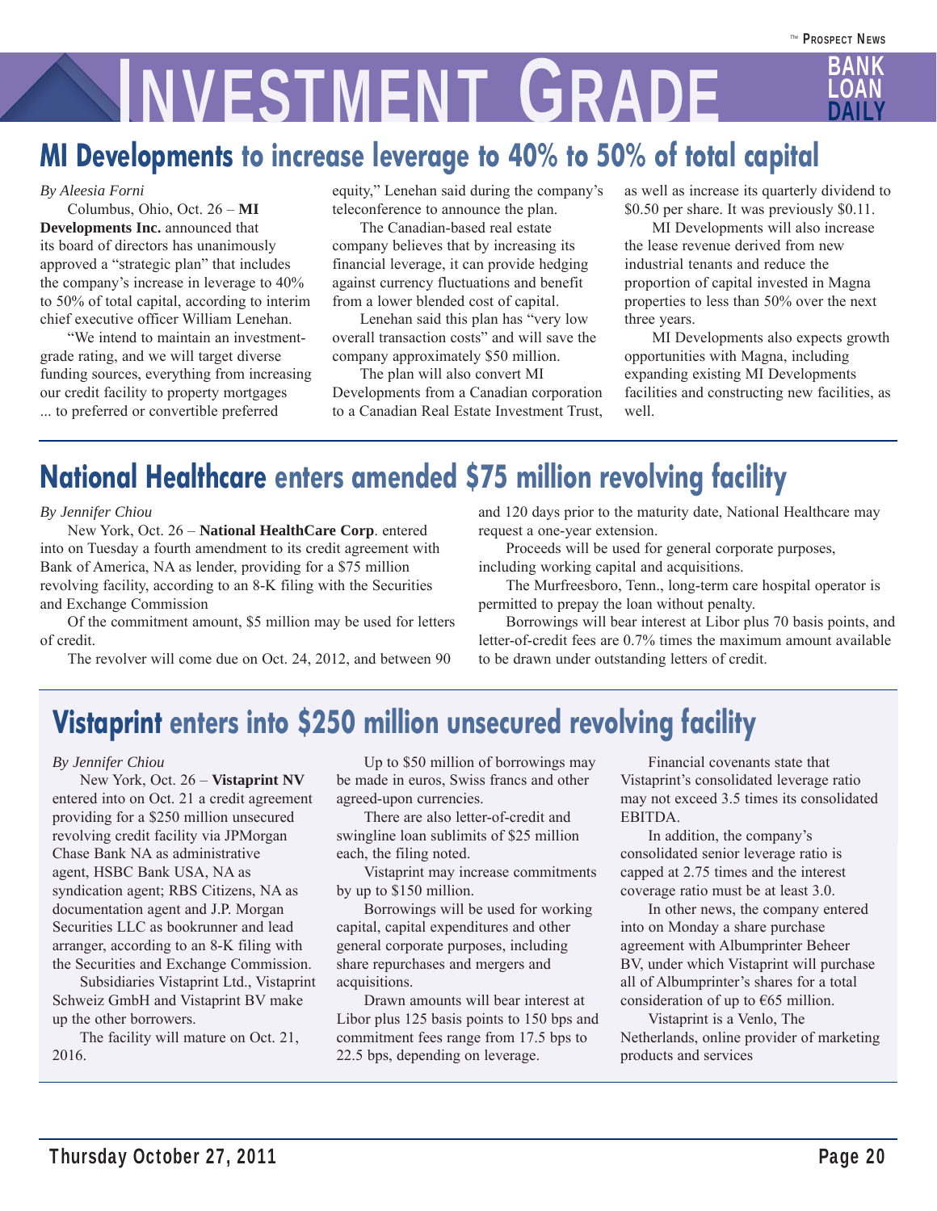## MI Developments to increase leverage to 40% to 50% of total capital

*By Aleesia Forni*

Columbus, Ohio, Oct. 26 – **MI Developments Inc.** announced that its board of directors has unanimously approved a "strategic plan" that includes the company's increase in leverage to 40% to 50% of total capital, according to interim chief executive officer William Lenehan.

"We intend to maintain an investment-grade rating, and we will target diverse funding sources, everything from increasing our credit facility to property mortgages ... to preferred or convertible preferred equity," Lenehan said during the company's teleconference to announce the plan.

The Canadian-based real estate company believes that by increasing its financial leverage, it can provide hedging against currency fluctuations and benefit from a lower blended cost of capital.

Lenehan said this plan has "very low overall transaction costs" and will save the company approximately $50 million.

The plan will also convert MI Developments from a Canadian corporation to a Canadian Real Estate Investment Trust, as well as increase its quarterly dividend to $0.50 per share. It was previously $0.11.

MI Developments will also increase the lease revenue derived from new industrial tenants and reduce the proportion of capital invested in Magna properties to less than 50% over the next three years.

MI Developments also expects growth opportunities with Magna, including expanding existing MI Developments facilities and constructing new facilities, as well.

## National Healthcare enters amended $75 million revolving facility

*By Jennifer Chiou*

New York, Oct. 26 – **National HealthCare Corp**. entered into on Tuesday a fourth amendment to its credit agreement with Bank of America, NA as lender, providing for a $75 million revolving facility, according to an 8-K filing with the Securities and Exchange Commission

Of the commitment amount, $5 million may be used for letters of credit.

The revolver will come due on Oct. 24, 2012, and between 90 and 120 days prior to the maturity date, National Healthcare may request a one-year extension.

Proceeds will be used for general corporate purposes, including working capital and acquisitions.

The Murfreesboro, Tenn., long-term care hospital operator is permitted to prepay the loan without penalty.

Borrowings will bear interest at Libor plus 70 basis points, and letter-of-credit fees are 0.7% times the maximum amount available to be drawn under outstanding letters of credit.

## Vistaprint enters into $250 million unsecured revolving facility

*By Jennifer Chiou*

New York, Oct. 26 – **Vistaprint NV** entered into on Oct. 21 a credit agreement providing for a $250 million unsecured revolving credit facility via JPMorgan Chase Bank NA as administrative agent, HSBC Bank USA, NA as syndication agent; RBS Citizens, NA as documentation agent and J.P. Morgan Securities LLC as bookrunner and lead arranger, according to an 8-K filing with the Securities and Exchange Commission.

Subsidiaries Vistaprint Ltd., Vistaprint Schweiz GmbH and Vistaprint BV make up the other borrowers.

The facility will mature on Oct. 21, 2016.

Up to $50 million of borrowings may be made in euros, Swiss francs and other agreed-upon currencies.

There are also letter-of-credit and swingline loan sublimits of $25 million each, the filing noted.

Vistaprint may increase commitments by up to $150 million.

Borrowings will be used for working capital, capital expenditures and other general corporate purposes, including share repurchases and mergers and acquisitions.

Drawn amounts will bear interest at Libor plus 125 basis points to 150 bps and commitment fees range from 17.5 bps to 22.5 bps, depending on leverage.

Financial covenants state that Vistaprint's consolidated leverage ratio may not exceed 3.5 times its consolidated EBITDA.

In addition, the company's consolidated senior leverage ratio is capped at 2.75 times and the interest coverage ratio must be at least 3.0.

In other news, the company entered into on Monday a share purchase agreement with Albumprinter Beheer BV, under which Vistaprint will purchase all of Albumprinter's shares for a total consideration of up to €65 million.

Vistaprint is a Venlo, The Netherlands, online provider of marketing products and services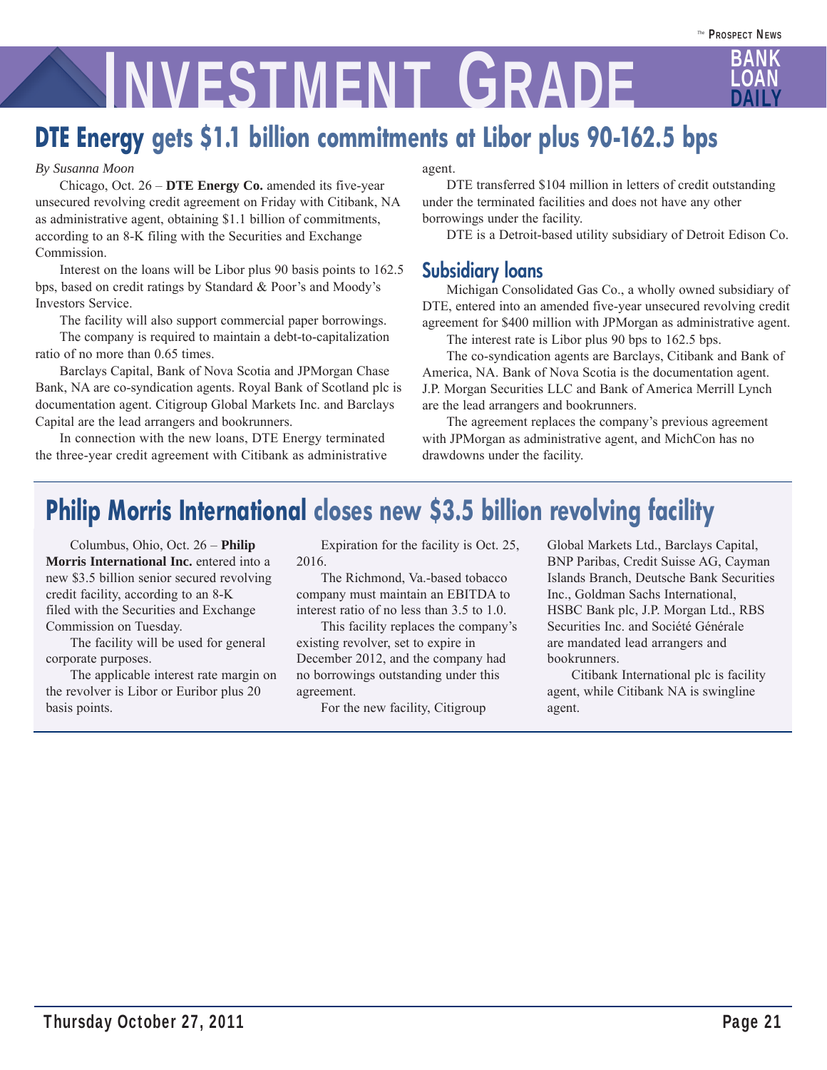## DTE Energy gets $1.1 billion commitments at Libor plus 90-162.5 bps

*By Susanna Moon*

Chicago, Oct. 26 – **DTE Energy Co.** amended its five-year unsecured revolving credit agreement on Friday with Citibank, NA as administrative agent, obtaining $1.1 billion of commitments, according to an 8-K filing with the Securities and Exchange Commission.

Interest on the loans will be Libor plus 90 basis points to 162.5 bps, based on credit ratings by Standard & Poor's and Moody's Investors Service.

The facility will also support commercial paper borrowings.

The company is required to maintain a debt-to-capitalization ratio of no more than 0.65 times.

Barclays Capital, Bank of Nova Scotia and JPMorgan Chase Bank, NA are co-syndication agents. Royal Bank of Scotland plc is documentation agent. Citigroup Global Markets Inc. and Barclays Capital are the lead arrangers and bookrunners.

In connection with the new loans, DTE Energy terminated the three-year credit agreement with Citibank as administrative agent.

DTE transferred $104 million in letters of credit outstanding under the terminated facilities and does not have any other borrowings under the facility.

DTE is a Detroit-based utility subsidiary of Detroit Edison Co.

### Subsidiary loans

Michigan Consolidated Gas Co., a wholly owned subsidiary of DTE, entered into an amended five-year unsecured revolving credit agreement for $400 million with JPMorgan as administrative agent.

The interest rate is Libor plus 90 bps to 162.5 bps.

The co-syndication agents are Barclays, Citibank and Bank of America, NA. Bank of Nova Scotia is the documentation agent. J.P. Morgan Securities LLC and Bank of America Merrill Lynch are the lead arrangers and bookrunners.

The agreement replaces the company's previous agreement with JPMorgan as administrative agent, and MichCon has no drawdowns under the facility.

## Philip Morris International closes new $3.5 billion revolving facility

Columbus, Ohio, Oct. 26 – **Philip Morris International Inc.** entered into a new $3.5 billion senior secured revolving credit facility, according to an 8-K filed with the Securities and Exchange Commission on Tuesday.

The facility will be used for general corporate purposes.

The applicable interest rate margin on the revolver is Libor or Euribor plus 20 basis points.

Expiration for the facility is Oct. 25, 2016.

The Richmond, Va.-based tobacco company must maintain an EBITDA to interest ratio of no less than 3.5 to 1.0.

This facility replaces the company's existing revolver, set to expire in December 2012, and the company had no borrowings outstanding under this agreement.

For the new facility, Citigroup Global Markets Ltd., Barclays Capital, BNP Paribas, Credit Suisse AG, Cayman Islands Branch, Deutsche Bank Securities Inc., Goldman Sachs International, HSBC Bank plc, J.P. Morgan Ltd., RBS Securities Inc. and Société Générale are mandated lead arrangers and bookrunners.

Citibank International plc is facility agent, while Citibank NA is swingline agent.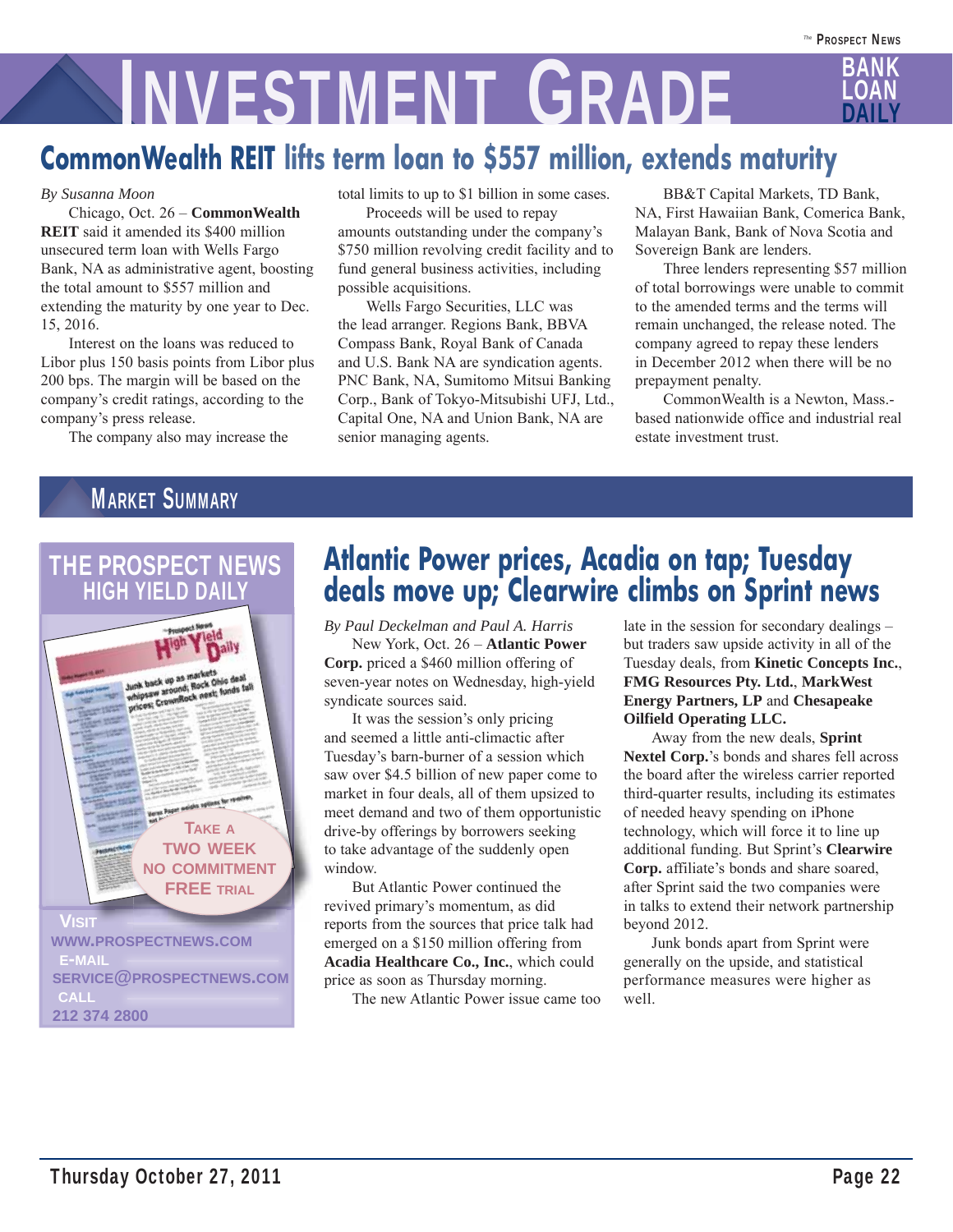# Investment Grade

## CommonWealth REIT lifts term loan to $557 million, extends maturity

*By Susanna Moon*

Chicago, Oct. 26 – **CommonWealth REIT** said it amended its $400 million unsecured term loan with Wells Fargo Bank, NA as administrative agent, boosting the total amount to $557 million and extending the maturity by one year to Dec. 15, 2016.

Interest on the loans was reduced to Libor plus 150 basis points from Libor plus 200 bps. The margin will be based on the company's credit ratings, according to the company's press release.

The company also may increase the total limits to up to $1 billion in some cases.

Proceeds will be used to repay amounts outstanding under the company's $750 million revolving credit facility and to fund general business activities, including possible acquisitions.

Wells Fargo Securities, LLC was the lead arranger. Regions Bank, BBVA Compass Bank, Royal Bank of Canada and U.S. Bank NA are syndication agents. PNC Bank, NA, Sumitomo Mitsui Banking Corp., Bank of Tokyo-Mitsubishi UFJ, Ltd., Capital One, NA and Union Bank, NA are senior managing agents.

BB&T Capital Markets, TD Bank, NA, First Hawaiian Bank, Comerica Bank, Malayan Bank, Bank of Nova Scotia and Sovereign Bank are lenders.

Three lenders representing $57 million of total borrowings were unable to commit to the amended terms and the terms will remain unchanged, the release noted. The company agreed to repay these lenders in December 2012 when there will be no prepayment penalty.

CommonWealth is a Newton, Mass.-based nationwide office and industrial real estate investment trust.

# Market Summary

## Atlantic Power prices, Acadia on tap; Tuesday deals move up; Clearwire climbs on Sprint news

*By Paul Deckelman and Paul A. Harris*

New York, Oct. 26 – **Atlantic Power Corp.** priced a $460 million offering of seven-year notes on Wednesday, high-yield syndicate sources said.

It was the session's only pricing and seemed a little anti-climactic after Tuesday's barn-burner of a session which saw over $4.5 billion of new paper come to market in four deals, all of them upsized to meet demand and two of them opportunistic drive-by offerings by borrowers seeking to take advantage of the suddenly open window.

But Atlantic Power continued the revived primary's momentum, as did reports from the sources that price talk had emerged on a $150 million offering from **Acadia Healthcare Co., Inc.**, which could price as soon as Thursday morning.

The new Atlantic Power issue came too late in the session for secondary dealings – but traders saw upside activity in all of the Tuesday deals, from **Kinetic Concepts Inc.**, **FMG Resources Pty. Ltd.**, **MarkWest Energy Partners, LP** and **Chesapeake Oilfield Operating LLC.**

Away from the new deals, **Sprint Nextel Corp.**'s bonds and shares fell across the board after the wireless carrier reported third-quarter results, including its estimates of needed heavy spending on iPhone technology, which will force it to line up additional funding. But Sprint's **Clearwire Corp.** affiliate's bonds and share soared, after Sprint said the two companies were in talks to extend their network partnership beyond 2012.

Junk bonds apart from Sprint were generally on the upside, and statistical performance measures were higher as well.

**THE PROSPECT NEWS HIGH YIELD DAILY**

TAKE A TWO WEEK NO COMMITMENT FREE TRIAL

VISIT WWW.PROSPECTNEWS.COM
E-MAIL SERVICE@PROSPECTNEWS.COM
CALL 212 374 2800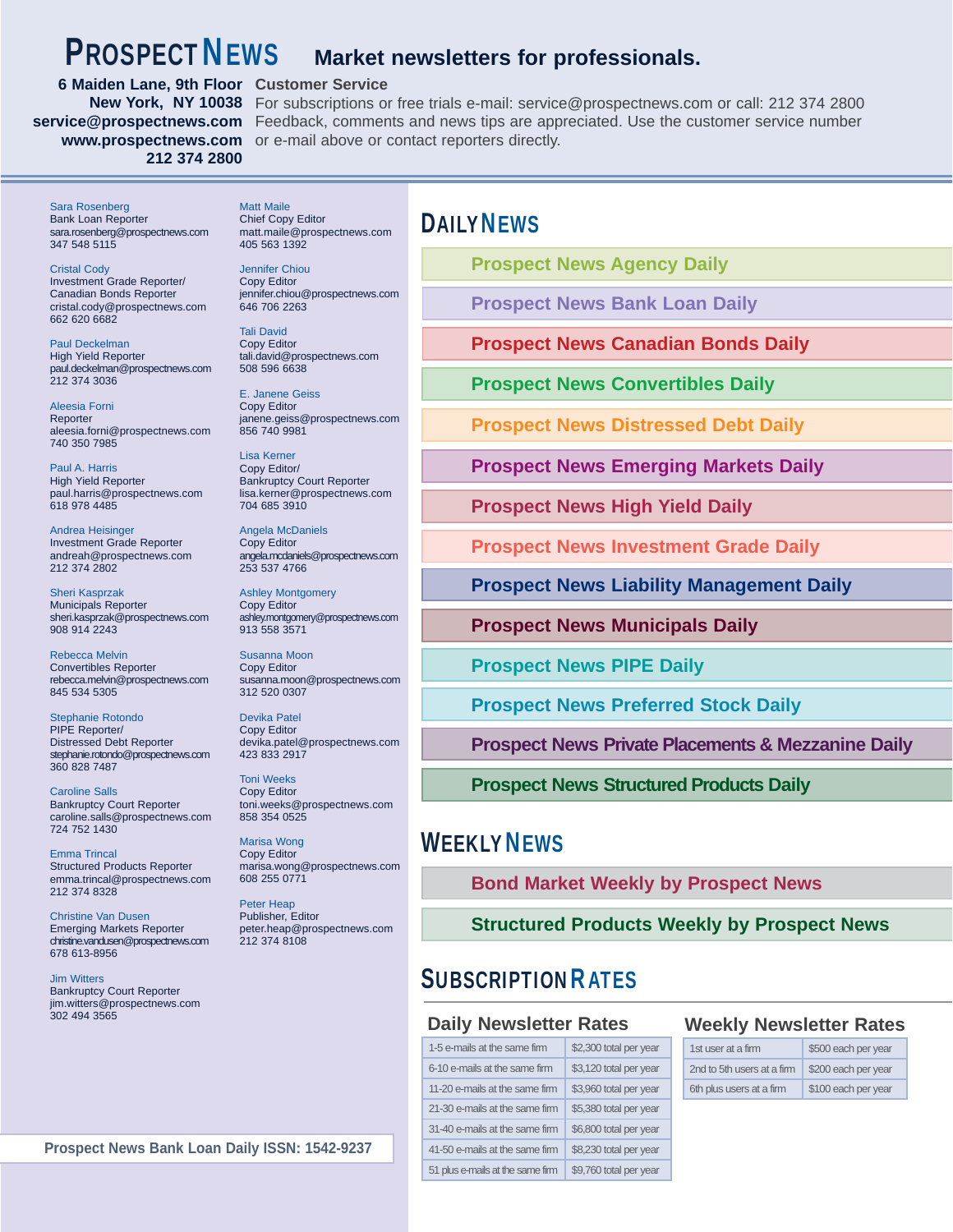# PROSPECT NEWS

**Market newsletters for professionals.**

**6 Maiden Lane, 9th Floor**
**New York, NY 10038**
**service@prospectnews.com**
**www.prospectnews.com**
**212 374 2800**

**Customer Service**
For subscriptions or free trials e-mail: service@prospectnews.com or call: 212 374 2800
Feedback, comments and news tips are appreciated. Use the customer service number or e-mail above or contact reporters directly.

Sara Rosenberg
Bank Loan Reporter
sara.rosenberg@prospectnews.com
347 548 5115

Cristal Cody
Investment Grade Reporter/
Canadian Bonds Reporter
cristal.cody@prospectnews.com
662 620 6682

Paul Deckelman
High Yield Reporter
paul.deckelman@prospectnews.com
212 374 3036

Aleesia Forni
Reporter
aleesia.forni@prospectnews.com
740 350 7985

Paul A. Harris
High Yield Reporter
paul.harris@prospectnews.com
618 978 4485

Andrea Heisinger
Investment Grade Reporter
andreah@prospectnews.com
212 374 2802

Sheri Kasprzak
Municipals Reporter
sheri.kasprzak@prospectnews.com
908 914 2243

Rebecca Melvin
Convertibles Reporter
rebecca.melvin@prospectnews.com
845 534 5305

Stephanie Rotondo
PIPE Reporter/
Distressed Debt Reporter
stephanie.rotondo@prospectnews.com
360 828 7487

Caroline Salls
Bankruptcy Court Reporter
caroline.salls@prospectnews.com
724 752 1430

Emma Trincal
Structured Products Reporter
emma.trincal@prospectnews.com
212 374 8328

Christine Van Dusen
Emerging Markets Reporter
christine.vandusen@prospectnews.com
678 613-8956

Jim Witters
Bankruptcy Court Reporter
jim.witters@prospectnews.com
302 494 3565

Matt Maile
Chief Copy Editor
matt.maile@prospectnews.com
405 563 1392

Jennifer Chiou
Copy Editor
jennifer.chiou@prospectnews.com
646 706 2263

Tali David
Copy Editor
tali.david@prospectnews.com
508 596 6638

E. Janene Geiss
Copy Editor
janene.geiss@prospectnews.com
856 740 9981

Lisa Kerner
Copy Editor/
Bankruptcy Court Reporter
lisa.kerner@prospectnews.com
704 685 3910

Angela McDaniels
Copy Editor
angela.mcdaniels@prospectnews.com
253 537 4766

Ashley Montgomery
Copy Editor
ashley.montgomery@prospectnews.com
913 558 3571

Susanna Moon
Copy Editor
susanna.moon@prospectnews.com
312 520 0307

Devika Patel
Copy Editor
devika.patel@prospectnews.com
423 833 2917

Toni Weeks
Copy Editor
toni.weeks@prospectnews.com
858 354 0525

Marisa Wong
Copy Editor
marisa.wong@prospectnews.com
608 255 0771

Peter Heap
Publisher, Editor
peter.heap@prospectnews.com
212 374 8108

**Prospect News Bank Loan Daily ISSN: 1542-9237**

## DAILY NEWS

- Prospect News Agency Daily
- Prospect News Bank Loan Daily
- Prospect News Canadian Bonds Daily
- Prospect News Convertibles Daily
- Prospect News Distressed Debt Daily
- Prospect News Emerging Markets Daily
- Prospect News High Yield Daily
- Prospect News Investment Grade Daily
- Prospect News Liability Management Daily
- Prospect News Municipals Daily
- Prospect News PIPE Daily
- Prospect News Preferred Stock Daily
- Prospect News Private Placements & Mezzanine Daily
- Prospect News Structured Products Daily

## WEEKLY NEWS

- Bond Market Weekly by Prospect News
- Structured Products Weekly by Prospect News

## SUBSCRIPTION RATES

### Daily Newsletter Rates

| | |
|---|---|
| 1-5 e-mails at the same firm | $2,300 total per year |
| 6-10 e-mails at the same firm | $3,120 total per year |
| 11-20 e-mails at the same firm | $3,960 total per year |
| 21-30 e-mails at the same firm | $5,380 total per year |
| 31-40 e-mails at the same firm | $6,800 total per year |
| 41-50 e-mails at the same firm | $8,230 total per year |
| 51 plus e-mails at the same firm | $9,760 total per year |

### Weekly Newsletter Rates

| | |
|---|---|
| 1st user at a firm | $500 each per year |
| 2nd to 5th users at a firm | $200 each per year |
| 6th plus users at a firm | $100 each per year |